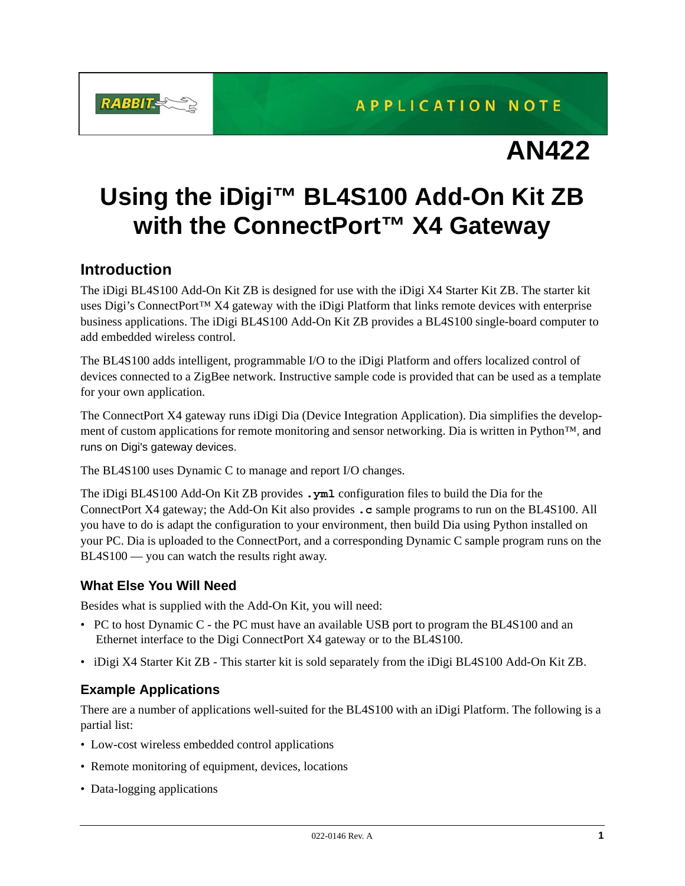APPLICATION NOTE

**AN422**

# Using the iDigi™ BL4S100 Add-On Kit ZB with the ConnectPort™ X4 Gateway

## Introduction

The iDigi BL4S100 Add-On Kit ZB is designed for use with the iDigi X4 Starter Kit ZB. The starter kit uses Digi's ConnectPort™ X4 gateway with the iDigi Platform that links remote devices with enterprise business applications. The iDigi BL4S100 Add-On Kit ZB provides a BL4S100 single-board computer to add embedded wireless control.

The BL4S100 adds intelligent, programmable I/O to the iDigi Platform and offers localized control of devices connected to a ZigBee network. Instructive sample code is provided that can be used as a template for your own application.

The ConnectPort X4 gateway runs iDigi Dia (Device Integration Application). Dia simplifies the development of custom applications for remote monitoring and sensor networking. Dia is written in Python™, and runs on Digi's gateway devices.

The BL4S100 uses Dynamic C to manage and report I/O changes.

The iDigi BL4S100 Add-On Kit ZB provides **`.yml`** configuration files to build the Dia for the ConnectPort X4 gateway; the Add-On Kit also provides **`.c`** sample programs to run on the BL4S100. All you have to do is adapt the configuration to your environment, then build Dia using Python installed on your PC. Dia is uploaded to the ConnectPort, and a corresponding Dynamic C sample program runs on the BL4S100 — you can watch the results right away.

### What Else You Will Need

Besides what is supplied with the Add-On Kit, you will need:

- PC to host Dynamic C - the PC must have an available USB port to program the BL4S100 and an Ethernet interface to the Digi ConnectPort X4 gateway or to the BL4S100.
- iDigi X4 Starter Kit ZB - This starter kit is sold separately from the iDigi BL4S100 Add-On Kit ZB.

### Example Applications

There are a number of applications well-suited for the BL4S100 with an iDigi Platform. The following is a partial list:

- Low-cost wireless embedded control applications
- Remote monitoring of equipment, devices, locations
- Data-logging applications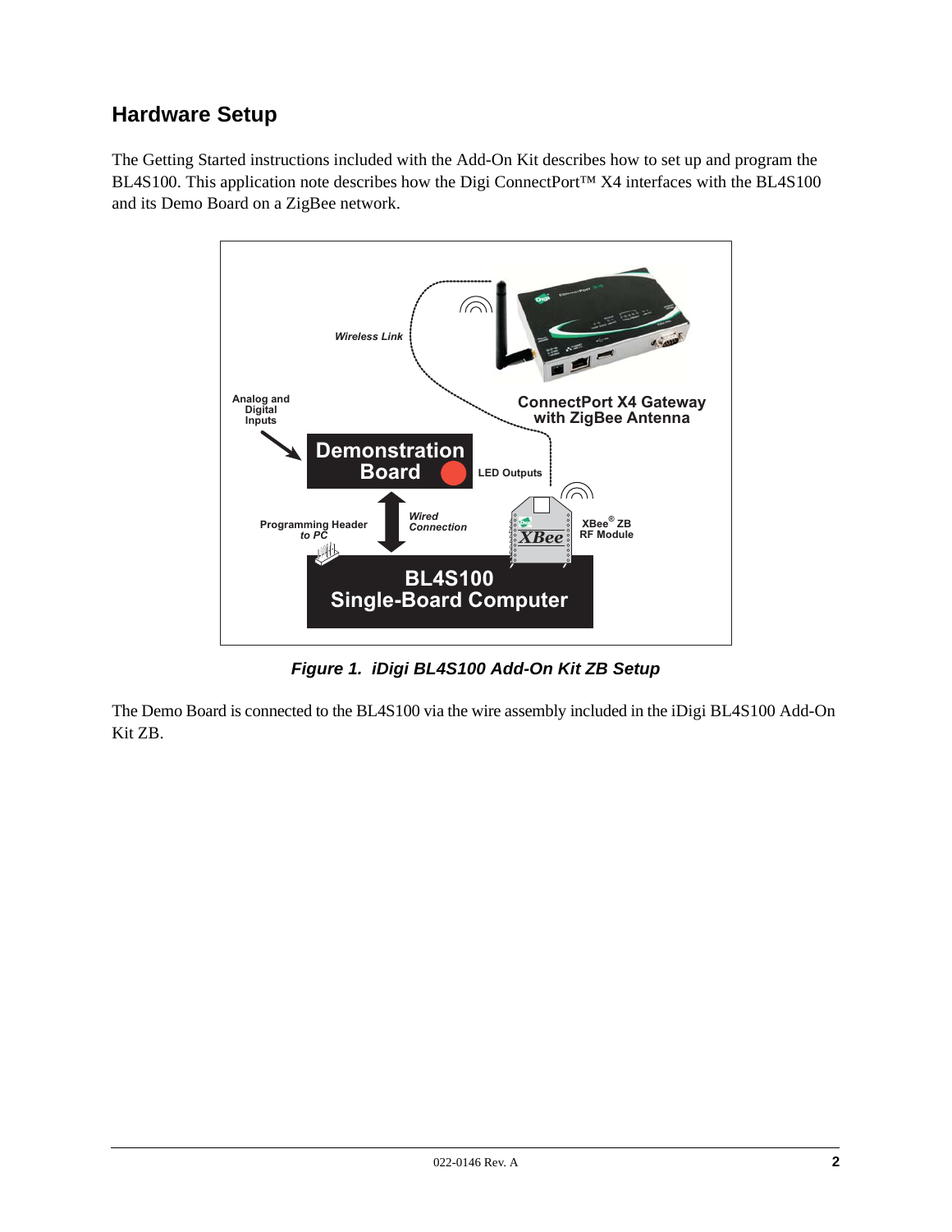## Hardware Setup

The Getting Started instructions included with the Add-On Kit describes how to set up and program the BL4S100. This application note describes how the Digi ConnectPort™ X4 interfaces with the BL4S100 and its Demo Board on a ZigBee network.

*Figure 1. iDigi BL4S100 Add-On Kit ZB Setup*

The Demo Board is connected to the BL4S100 via the wire assembly included in the iDigi BL4S100 Add-On Kit ZB.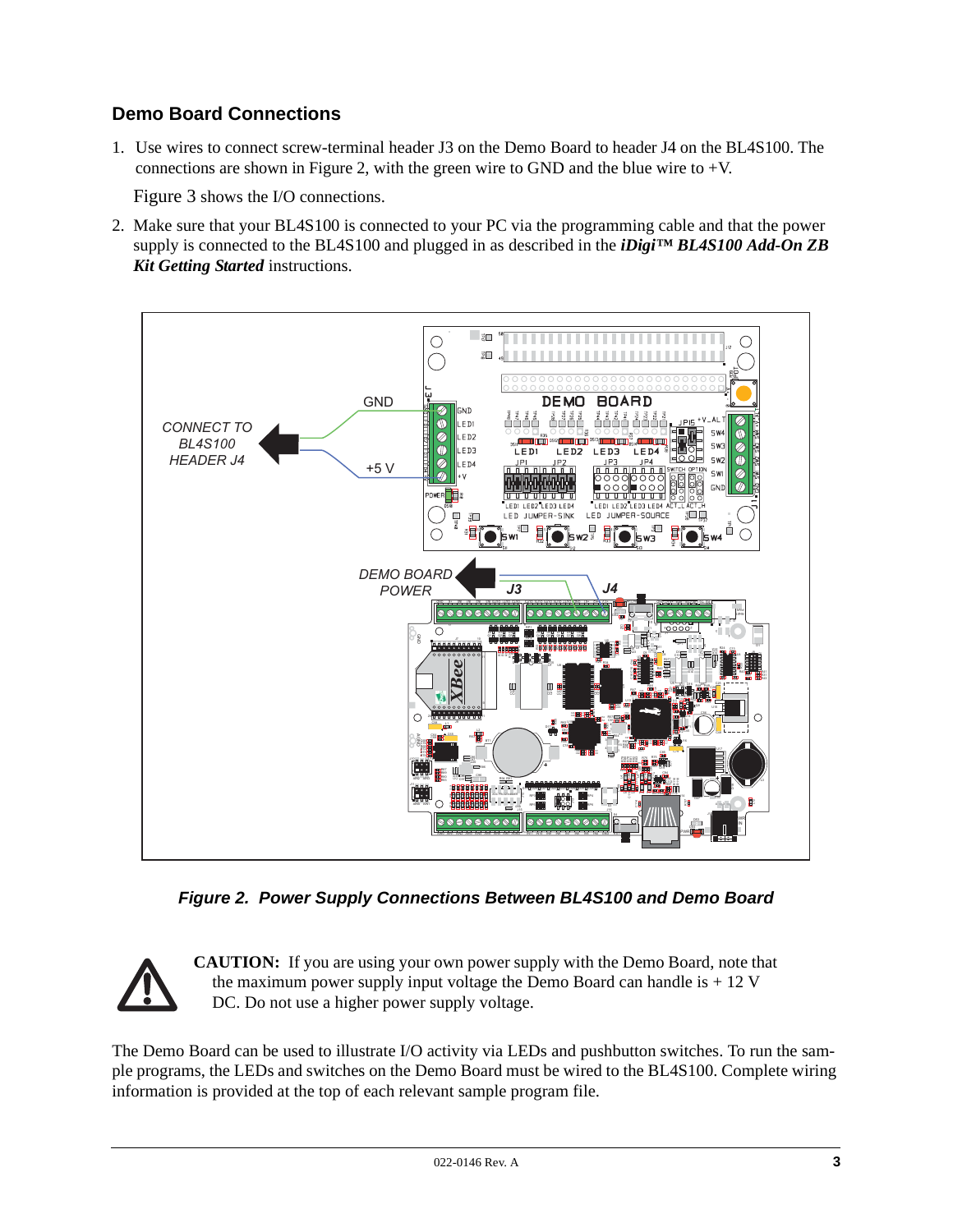## Demo Board Connections

1. Use wires to connect screw-terminal header J3 on the Demo Board to header J4 on the BL4S100. The connections are shown in Figure 2, with the green wire to GND and the blue wire to +V.

   Figure 3 shows the I/O connections.

2. Make sure that your BL4S100 is connected to your PC via the programming cable and that the power supply is connected to the BL4S100 and plugged in as described in the ***iDigi™ BL4S100 Add-On ZB Kit Getting Started*** instructions.

***Figure 2. Power Supply Connections Between BL4S100 and Demo Board***

**CAUTION:** If you are using your own power supply with the Demo Board, note that the maximum power supply input voltage the Demo Board can handle is + 12 V DC. Do not use a higher power supply voltage.

The Demo Board can be used to illustrate I/O activity via LEDs and pushbutton switches. To run the sample programs, the LEDs and switches on the Demo Board must be wired to the BL4S100. Complete wiring information is provided at the top of each relevant sample program file.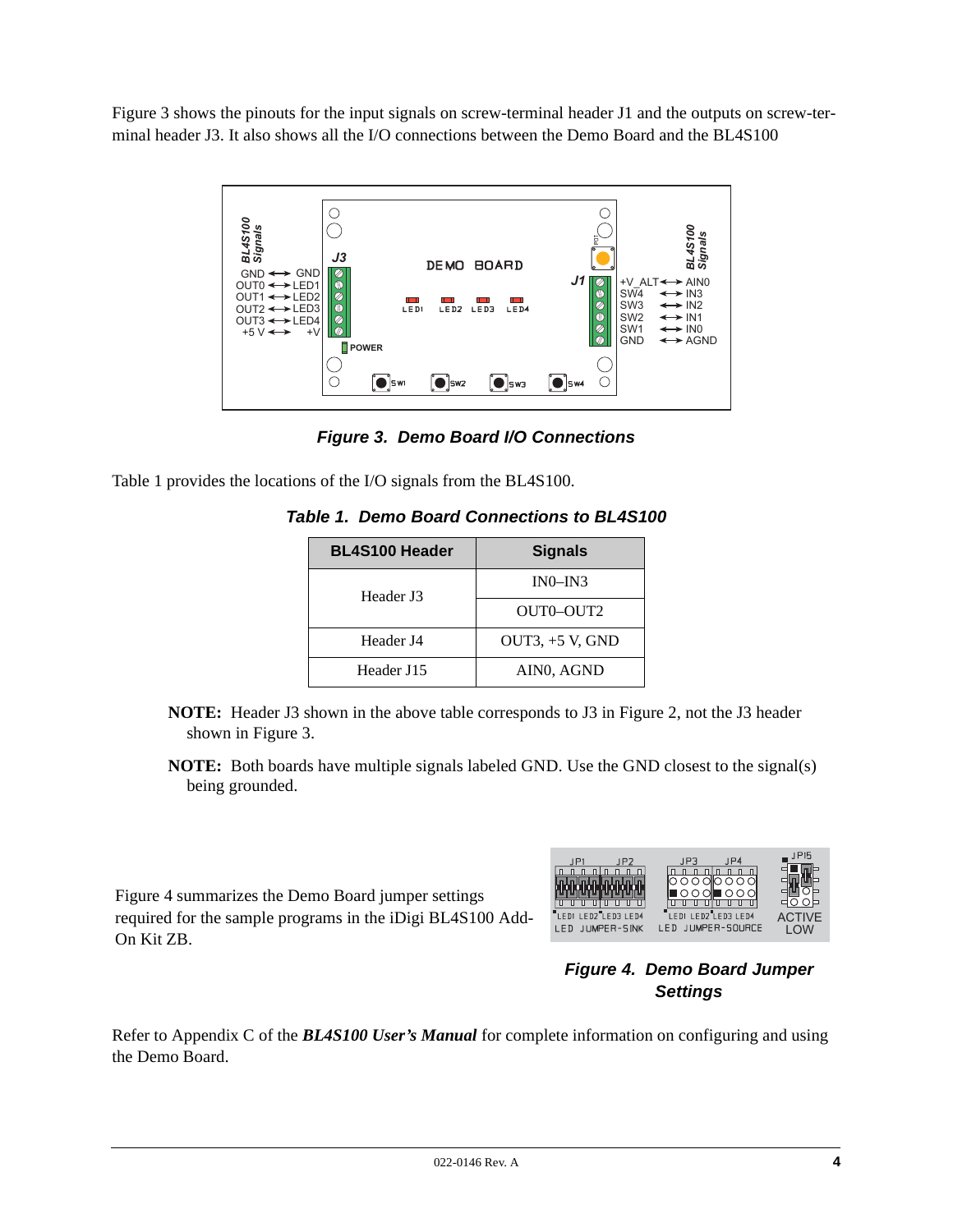Figure 3 shows the pinouts for the input signals on screw-terminal header J1 and the outputs on screw-terminal header J3. It also shows all the I/O connections between the Demo Board and the BL4S100

***Figure 3. Demo Board I/O Connections***

Table 1 provides the locations of the I/O signals from the BL4S100.

***Table 1. Demo Board Connections to BL4S100***

| BL4S100 Header | Signals |
|---|---|
| Header J3 | IN0–IN3 |
| | OUT0–OUT2 |
| Header J4 | OUT3, +5 V, GND |
| Header J15 | AIN0, AGND |

**NOTE:** Header J3 shown in the above table corresponds to J3 in Figure 2, not the J3 header shown in Figure 3.

**NOTE:** Both boards have multiple signals labeled GND. Use the GND closest to the signal(s) being grounded.

Figure 4 summarizes the Demo Board jumper settings required for the sample programs in the iDigi BL4S100 Add-On Kit ZB.

***Figure 4. Demo Board Jumper Settings***

Refer to Appendix C of the ***BL4S100 User's Manual*** for complete information on configuring and using the Demo Board.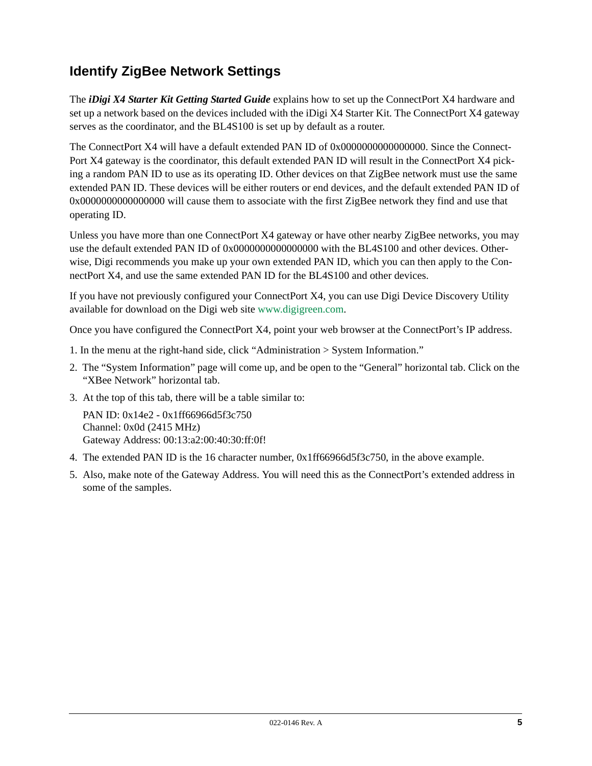## Identify ZigBee Network Settings

The ***iDigi X4 Starter Kit Getting Started Guide*** explains how to set up the ConnectPort X4 hardware and set up a network based on the devices included with the iDigi X4 Starter Kit. The ConnectPort X4 gateway serves as the coordinator, and the BL4S100 is set up by default as a router.

The ConnectPort X4 will have a default extended PAN ID of 0x0000000000000000. Since the ConnectPort X4 gateway is the coordinator, this default extended PAN ID will result in the ConnectPort X4 picking a random PAN ID to use as its operating ID. Other devices on that ZigBee network must use the same extended PAN ID. These devices will be either routers or end devices, and the default extended PAN ID of 0x0000000000000000 will cause them to associate with the first ZigBee network they find and use that operating ID.

Unless you have more than one ConnectPort X4 gateway or have other nearby ZigBee networks, you may use the default extended PAN ID of 0x0000000000000000 with the BL4S100 and other devices. Otherwise, Digi recommends you make up your own extended PAN ID, which you can then apply to the ConnectPort X4, and use the same extended PAN ID for the BL4S100 and other devices.

If you have not previously configured your ConnectPort X4, you can use Digi Device Discovery Utility available for download on the Digi web site www.digigreen.com.

Once you have configured the ConnectPort X4, point your web browser at the ConnectPort's IP address.

1. In the menu at the right-hand side, click "Administration > System Information."
2. The "System Information" page will come up, and be open to the "General" horizontal tab. Click on the "XBee Network" horizontal tab.
3. At the top of this tab, there will be a table similar to:

   PAN ID: 0x14e2 - 0x1ff66966d5f3c750
   Channel: 0x0d (2415 MHz)
   Gateway Address: 00:13:a2:00:40:30:ff:0f!
4. The extended PAN ID is the 16 character number, 0x1ff66966d5f3c750, in the above example.
5. Also, make note of the Gateway Address. You will need this as the ConnectPort's extended address in some of the samples.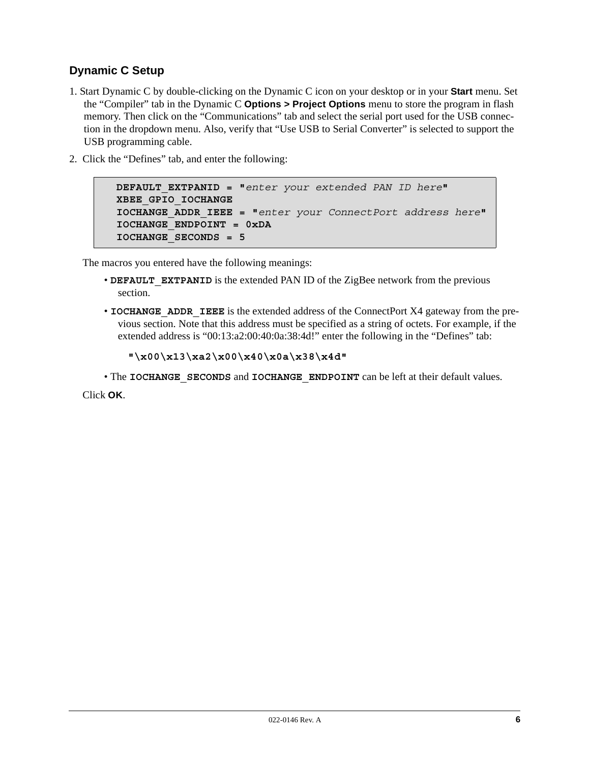### Dynamic C Setup

1. Start Dynamic C by double-clicking on the Dynamic C icon on your desktop or in your **Start** menu. Set the “Compiler” tab in the Dynamic C **Options > Project Options** menu to store the program in flash memory. Then click on the “Communications” tab and select the serial port used for the USB connection in the dropdown menu. Also, verify that “Use USB to Serial Converter” is selected to support the USB programming cable.

2. Click the “Defines” tab, and enter the following:

```
DEFAULT_EXTPANID = "enter your extended PAN ID here"
XBEE_GPIO_IOCHANGE
IOCHANGE_ADDR_IEEE = "enter your ConnectPort address here"
IOCHANGE_ENDPOINT = 0xDA
IOCHANGE_SECONDS = 5
```

The macros you entered have the following meanings:

- **`DEFAULT_EXTPANID`** is the extended PAN ID of the ZigBee network from the previous section.
- **`IOCHANGE_ADDR_IEEE`** is the extended address of the ConnectPort X4 gateway from the previous section. Note that this address must be specified as a string of octets. For example, if the extended address is “00:13:a2:00:40:0a:38:4d!” enter the following in the “Defines” tab:

  **`"\x00\x13\xa2\x00\x40\x0a\x38\x4d"`**

- The **`IOCHANGE_SECONDS`** and **`IOCHANGE_ENDPOINT`** can be left at their default values.

Click **OK**.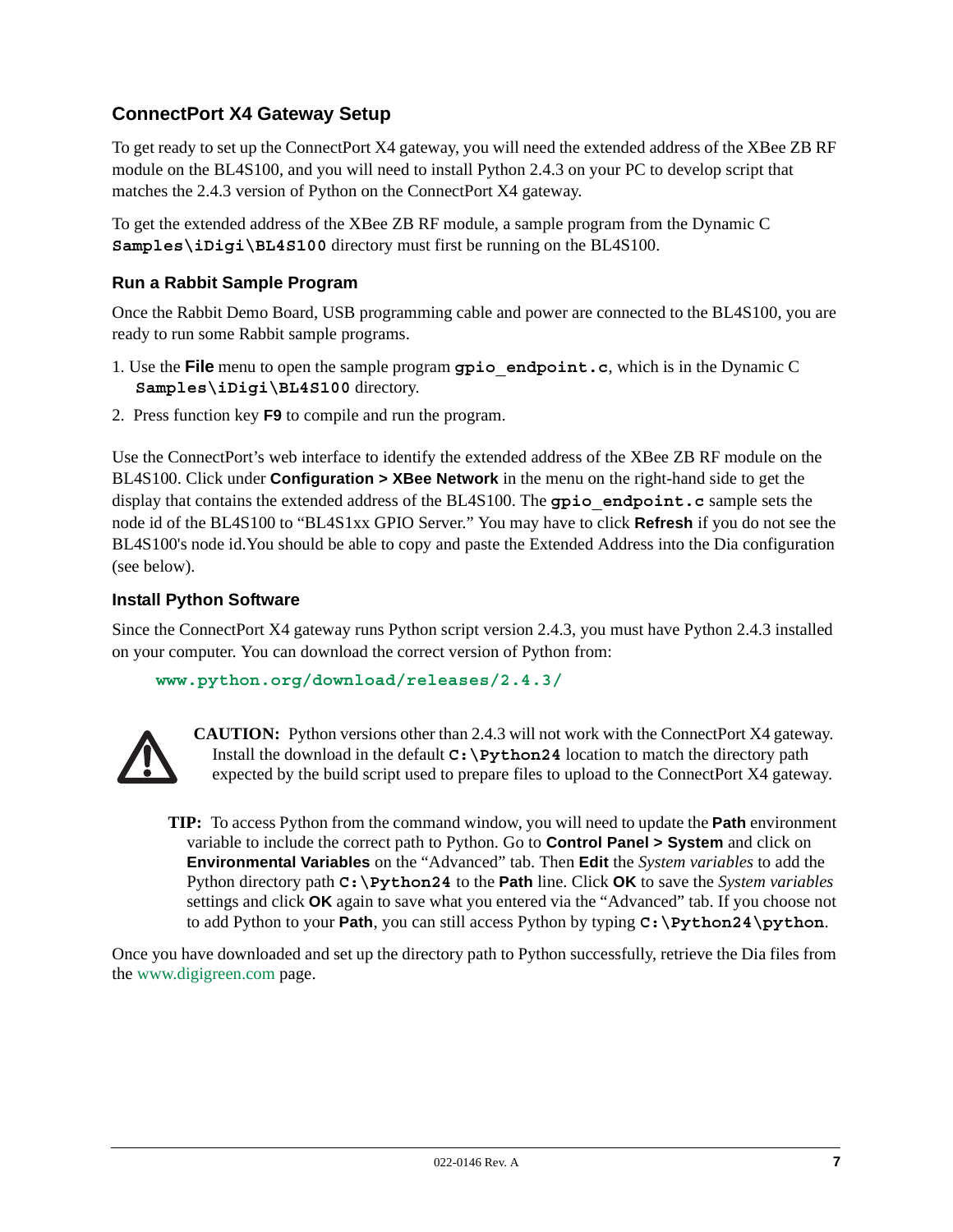## ConnectPort X4 Gateway Setup

To get ready to set up the ConnectPort X4 gateway, you will need the extended address of the XBee ZB RF module on the BL4S100, and you will need to install Python 2.4.3 on your PC to develop script that matches the 2.4.3 version of Python on the ConnectPort X4 gateway.

To get the extended address of the XBee ZB RF module, a sample program from the Dynamic C **`Samples\iDigi\BL4S100`** directory must first be running on the BL4S100.

### Run a Rabbit Sample Program

Once the Rabbit Demo Board, USB programming cable and power are connected to the BL4S100, you are ready to run some Rabbit sample programs.

1. Use the **File** menu to open the sample program **`gpio_endpoint.c`**, which is in the Dynamic C **`Samples\iDigi\BL4S100`** directory.
2. Press function key **F9** to compile and run the program.

Use the ConnectPort's web interface to identify the extended address of the XBee ZB RF module on the BL4S100. Click under **Configuration > XBee Network** in the menu on the right-hand side to get the display that contains the extended address of the BL4S100. The **`gpio_endpoint.c`** sample sets the node id of the BL4S100 to "BL4S1xx GPIO Server." You may have to click **Refresh** if you do not see the BL4S100's node id.You should be able to copy and paste the Extended Address into the Dia configuration (see below).

### Install Python Software

Since the ConnectPort X4 gateway runs Python script version 2.4.3, you must have Python 2.4.3 installed on your computer. You can download the correct version of Python from:

**`www.python.org/download/releases/2.4.3/`**

**CAUTION:** Python versions other than 2.4.3 will not work with the ConnectPort X4 gateway. Install the download in the default **`C:\Python24`** location to match the directory path expected by the build script used to prepare files to upload to the ConnectPort X4 gateway.

**TIP:** To access Python from the command window, you will need to update the **Path** environment variable to include the correct path to Python. Go to **Control Panel > System** and click on **Environmental Variables** on the "Advanced" tab. Then **Edit** the *System variables* to add the Python directory path **`C:\Python24`** to the **Path** line. Click **OK** to save the *System variables* settings and click **OK** again to save what you entered via the "Advanced" tab. If you choose not to add Python to your **Path**, you can still access Python by typing **`C:\Python24\python`**.

Once you have downloaded and set up the directory path to Python successfully, retrieve the Dia files from the www.digigreen.com page.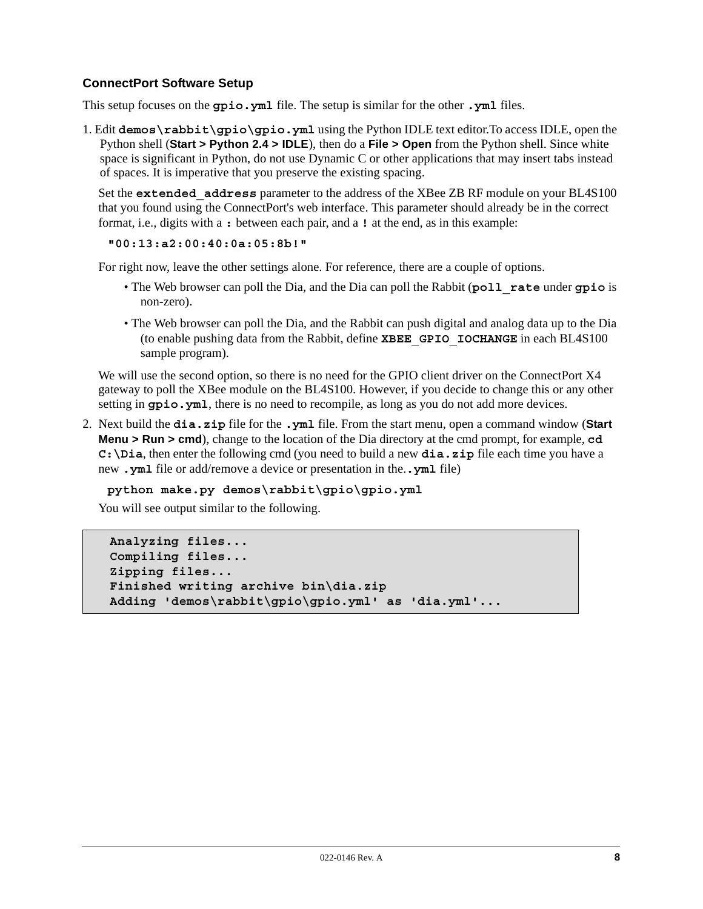### ConnectPort Software Setup

This setup focuses on the **`gpio.yml`** file. The setup is similar for the other **`.yml`** files.

1. Edit **`demos\rabbit\gpio\gpio.yml`** using the Python IDLE text editor.To access IDLE, open the Python shell (**Start > Python 2.4 > IDLE**), then do a **File > Open** from the Python shell. Since white space is significant in Python, do not use Dynamic C or other applications that may insert tabs instead of spaces. It is imperative that you preserve the existing spacing.

   Set the **`extended_address`** parameter to the address of the XBee ZB RF module on your BL4S100 that you found using the ConnectPort's web interface. This parameter should already be in the correct format, i.e., digits with a **`:`** between each pair, and a **`!`** at the end, as in this example:

   ```
   "00:13:a2:00:40:0a:05:8b!"
   ```

   For right now, leave the other settings alone. For reference, there are a couple of options.

   - The Web browser can poll the Dia, and the Dia can poll the Rabbit (**`poll_rate`** under **`gpio`** is non-zero).
   - The Web browser can poll the Dia, and the Rabbit can push digital and analog data up to the Dia (to enable pushing data from the Rabbit, define **`XBEE_GPIO_IOCHANGE`** in each BL4S100 sample program).

   We will use the second option, so there is no need for the GPIO client driver on the ConnectPort X4 gateway to poll the XBee module on the BL4S100. However, if you decide to change this or any other setting in **`gpio.yml`**, there is no need to recompile, as long as you do not add more devices.

2. Next build the **`dia.zip`** file for the **`.yml`** file. From the start menu, open a command window (**Start Menu > Run > cmd**), change to the location of the Dia directory at the cmd prompt, for example, **`cd C:\Dia`**, then enter the following cmd (you need to build a new **`dia.zip`** file each time you have a new **`.yml`** file or add/remove a device or presentation in the.**`.yml`** file)

   ```
   python make.py demos\rabbit\gpio\gpio.yml
   ```

   You will see output similar to the following.

   ```
   Analyzing files...
   Compiling files...
   Zipping files...
   Finished writing archive bin\dia.zip
   Adding 'demos\rabbit\gpio\gpio.yml' as 'dia.yml'...
   ```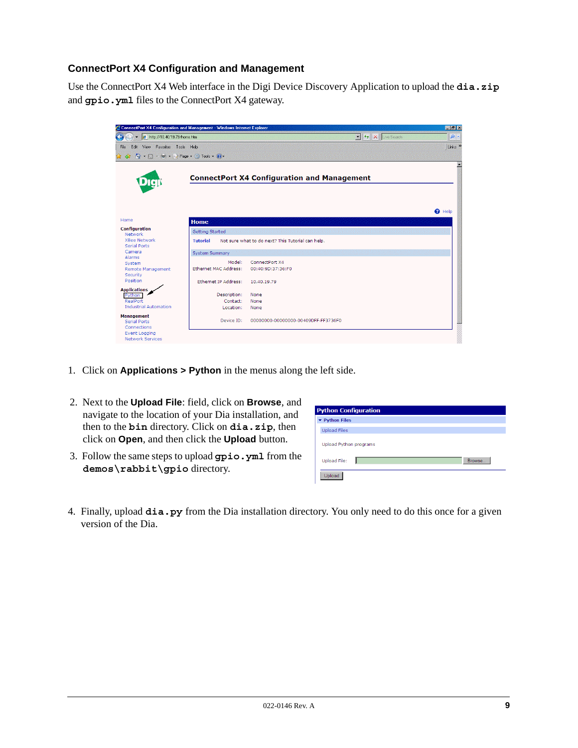### ConnectPort X4 Configuration and Management

Use the ConnectPort X4 Web interface in the Digi Device Discovery Application to upload the **dia.zip** and **gpio.yml** files to the ConnectPort X4 gateway.

1. Click on **Applications > Python** in the menus along the left side.

2. Next to the **Upload File**: field, click on **Browse**, and navigate to the location of your Dia installation, and then to the **bin** directory. Click on **dia.zip**, then click on **Open**, and then click the **Upload** button.

3. Follow the same steps to upload **gpio.yml** from the **demos\rabbit\gpio** directory.

4. Finally, upload **dia.py** from the Dia installation directory. You only need to do this once for a given version of the Dia.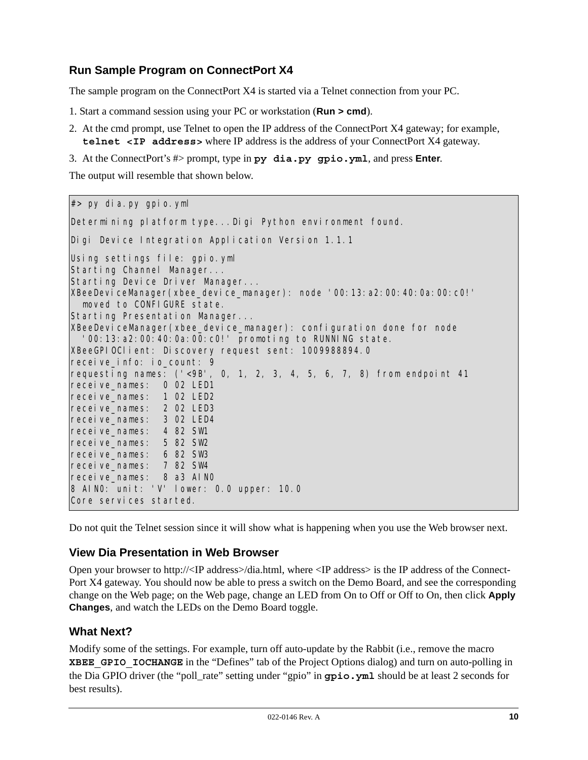### Run Sample Program on ConnectPort X4

The sample program on the ConnectPort X4 is started via a Telnet connection from your PC.

1. Start a command session using your PC or workstation (**Run > cmd**).
2. At the cmd prompt, use Telnet to open the IP address of the ConnectPort X4 gateway; for example, **`telnet <IP address>`** where IP address is the address of your ConnectPort X4 gateway.
3. At the ConnectPort's #> prompt, type in **`py dia.py gpio.yml`**, and press **Enter**.

The output will resemble that shown below.

```
#> py dia.py gpio.yml

Determining platform type...Digi Python environment found.

Digi Device Integration Application Version 1.1.1

Using settings file: gpio.yml
Starting Channel Manager...
Starting Device Driver Manager...
XBeeDeviceManager(xbee_device_manager): node '00:13:a2:40:0a:00:c0!'
  moved to CONFIGURE state.
Starting Presentation Manager...
XBeeDeviceManager(xbee_device_manager): configuration done for node
  '00:13:a2:40:0a:00:c0!' promoting to RUNNING state.
XBeeGPIOClient: Discovery request sent: 1009988894.0
receive_info: io_count: 9
requesting names: ('<9B', 0, 1, 2, 3, 4, 5, 6, 7, 8) from endpoint 41
receive_names:  0 02 LED1
receive_names:  1 02 LED2
receive_names:  2 02 LED3
receive_names:  3 02 LED4
receive_names:  4 82 SW1
receive_names:  5 82 SW2
receive_names:  6 82 SW3
receive_names:  7 82 SW4
receive_names:  8 a3 AIN0
8 AIN0: unit: 'V' lower: 0.0 upper: 10.0
Core services started.
```

Do not quit the Telnet session since it will show what is happening when you use the Web browser next.

### View Dia Presentation in Web Browser

Open your browser to http://<IP address>/dia.html, where <IP address> is the IP address of the Connect-Port X4 gateway. You should now be able to press a switch on the Demo Board, and see the corresponding change on the Web page; on the Web page, change an LED from On to Off or Off to On, then click **Apply Changes**, and watch the LEDs on the Demo Board toggle.

### What Next?

Modify some of the settings. For example, turn off auto-update by the Rabbit (i.e., remove the macro **`XBEE_GPIO_IOCHANGE`** in the "Defines" tab of the Project Options dialog) and turn on auto-polling in the Dia GPIO driver (the "poll_rate" setting under "gpio" in **`gpio.yml`** should be at least 2 seconds for best results).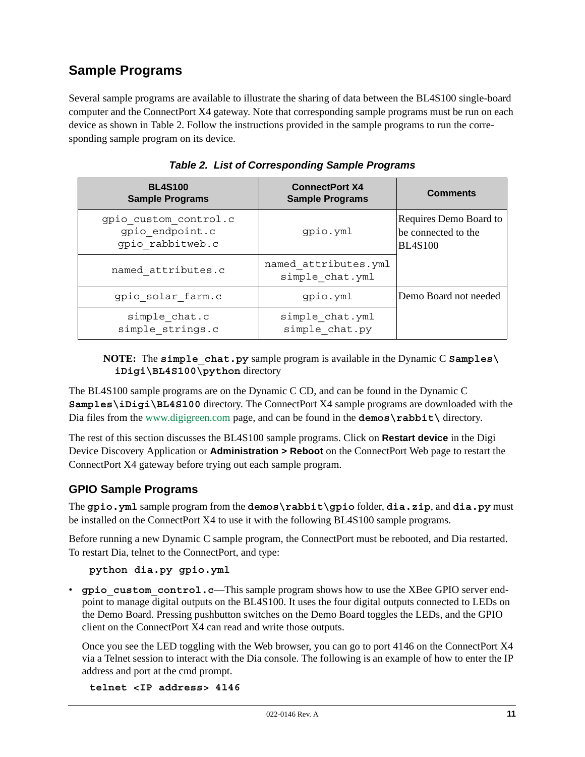## Sample Programs

Several sample programs are available to illustrate the sharing of data between the BL4S100 single-board computer and the ConnectPort X4 gateway. Note that corresponding sample programs must be run on each device as shown in Table 2. Follow the instructions provided in the sample programs to run the corresponding sample program on its device.

***Table 2. List of Corresponding Sample Programs***

| BL4S100 Sample Programs | ConnectPort X4 Sample Programs | Comments |
|---|---|---|
| gpio_custom_control.c<br>gpio_endpoint.c<br>gpio_rabbitweb.c | gpio.yml | Requires Demo Board to be connected to the BL4S100 |
| named_attributes.c | named_attributes.yml<br>simple_chat.yml | |
| gpio_solar_farm.c | gpio.yml | Demo Board not needed |
| simple_chat.c<br>simple_strings.c | simple_chat.yml<br>simple_chat.py | |

> **NOTE:** The **simple_chat.py** sample program is available in the Dynamic C **Samples\iDigi\BL4S100\python** directory

The BL4S100 sample programs are on the Dynamic C CD, and can be found in the Dynamic C **Samples\iDigi\BL4S100** directory. The ConnectPort X4 sample programs are downloaded with the Dia files from the www.digigreen.com page, and can be found in the **demos\rabbit\** directory.

The rest of this section discusses the BL4S100 sample programs. Click on **Restart device** in the Digi Device Discovery Application or **Administration > Reboot** on the ConnectPort Web page to restart the ConnectPort X4 gateway before trying out each sample program.

### GPIO Sample Programs

The **gpio.yml** sample program from the **demos\rabbit\gpio** folder, **dia.zip**, and **dia.py** must be installed on the ConnectPort X4 to use it with the following BL4S100 sample programs.

Before running a new Dynamic C sample program, the ConnectPort must be rebooted, and Dia restarted. To restart Dia, telnet to the ConnectPort, and type:

```
python dia.py gpio.yml
```

- **gpio_custom_control.c**—This sample program shows how to use the XBee GPIO server endpoint to manage digital outputs on the BL4S100. It uses the four digital outputs connected to LEDs on the Demo Board. Pressing pushbutton switches on the Demo Board toggles the LEDs, and the GPIO client on the ConnectPort X4 can read and write those outputs.

  Once you see the LED toggling with the Web browser, you can go to port 4146 on the ConnectPort X4 via a Telnet session to interact with the Dia console. The following is an example of how to enter the IP address and port at the cmd prompt.

  ```
  telnet <IP address> 4146
  ```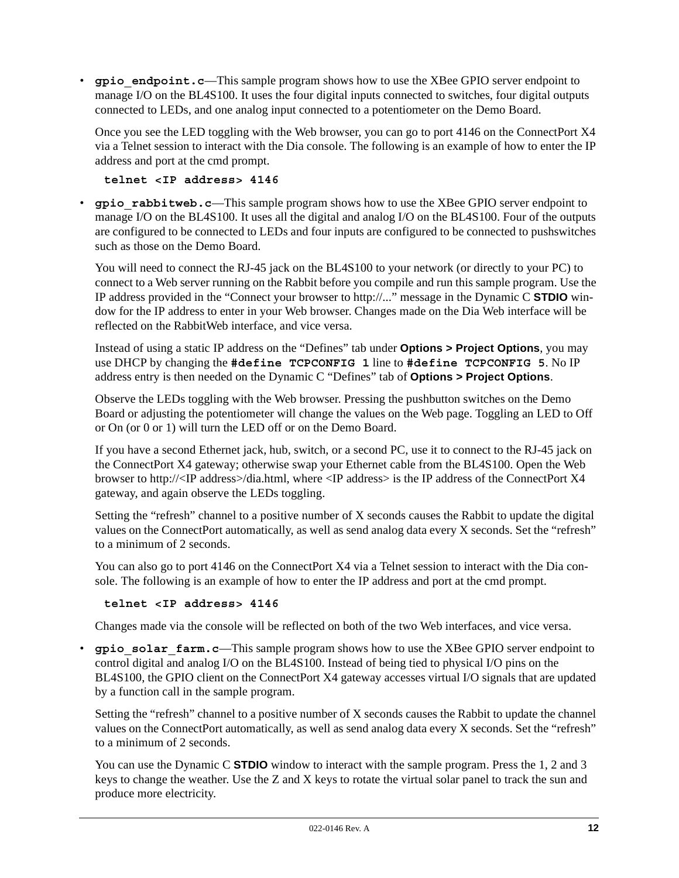- **gpio_endpoint.c**—This sample program shows how to use the XBee GPIO server endpoint to manage I/O on the BL4S100. It uses the four digital inputs connected to switches, four digital outputs connected to LEDs, and one analog input connected to a potentiometer on the Demo Board.

  Once you see the LED toggling with the Web browser, you can go to port 4146 on the ConnectPort X4 via a Telnet session to interact with the Dia console. The following is an example of how to enter the IP address and port at the cmd prompt.

  ```
  telnet <IP address> 4146
  ```

- **gpio_rabbitweb.c**—This sample program shows how to use the XBee GPIO server endpoint to manage I/O on the BL4S100. It uses all the digital and analog I/O on the BL4S100. Four of the outputs are configured to be connected to LEDs and four inputs are configured to be connected to pushswitches such as those on the Demo Board.

  You will need to connect the RJ-45 jack on the BL4S100 to your network (or directly to your PC) to connect to a Web server running on the Rabbit before you compile and run this sample program. Use the IP address provided in the “Connect your browser to http://...” message in the Dynamic C **STDIO** window for the IP address to enter in your Web browser. Changes made on the Dia Web interface will be reflected on the RabbitWeb interface, and vice versa.

  Instead of using a static IP address on the “Defines” tab under **Options > Project Options**, you may use DHCP by changing the **#define TCPCONFIG 1** line to **#define TCPCONFIG 5**. No IP address entry is then needed on the Dynamic C “Defines” tab of **Options > Project Options**.

  Observe the LEDs toggling with the Web browser. Pressing the pushbutton switches on the Demo Board or adjusting the potentiometer will change the values on the Web page. Toggling an LED to Off or On (or 0 or 1) will turn the LED off or on the Demo Board.

  If you have a second Ethernet jack, hub, switch, or a second PC, use it to connect to the RJ-45 jack on the ConnectPort X4 gateway; otherwise swap your Ethernet cable from the BL4S100. Open the Web browser to http://<IP address>/dia.html, where <IP address> is the IP address of the ConnectPort X4 gateway, and again observe the LEDs toggling.

  Setting the “refresh” channel to a positive number of X seconds causes the Rabbit to update the digital values on the ConnectPort automatically, as well as send analog data every X seconds. Set the “refresh” to a minimum of 2 seconds.

  You can also go to port 4146 on the ConnectPort X4 via a Telnet session to interact with the Dia console. The following is an example of how to enter the IP address and port at the cmd prompt.

  ```
  telnet <IP address> 4146
  ```

  Changes made via the console will be reflected on both of the two Web interfaces, and vice versa.

- **gpio_solar_farm.c**—This sample program shows how to use the XBee GPIO server endpoint to control digital and analog I/O on the BL4S100. Instead of being tied to physical I/O pins on the BL4S100, the GPIO client on the ConnectPort X4 gateway accesses virtual I/O signals that are updated by a function call in the sample program.

  Setting the “refresh” channel to a positive number of X seconds causes the Rabbit to update the channel values on the ConnectPort automatically, as well as send analog data every X seconds. Set the “refresh” to a minimum of 2 seconds.

  You can use the Dynamic C **STDIO** window to interact with the sample program. Press the 1, 2 and 3 keys to change the weather. Use the Z and X keys to rotate the virtual solar panel to track the sun and produce more electricity.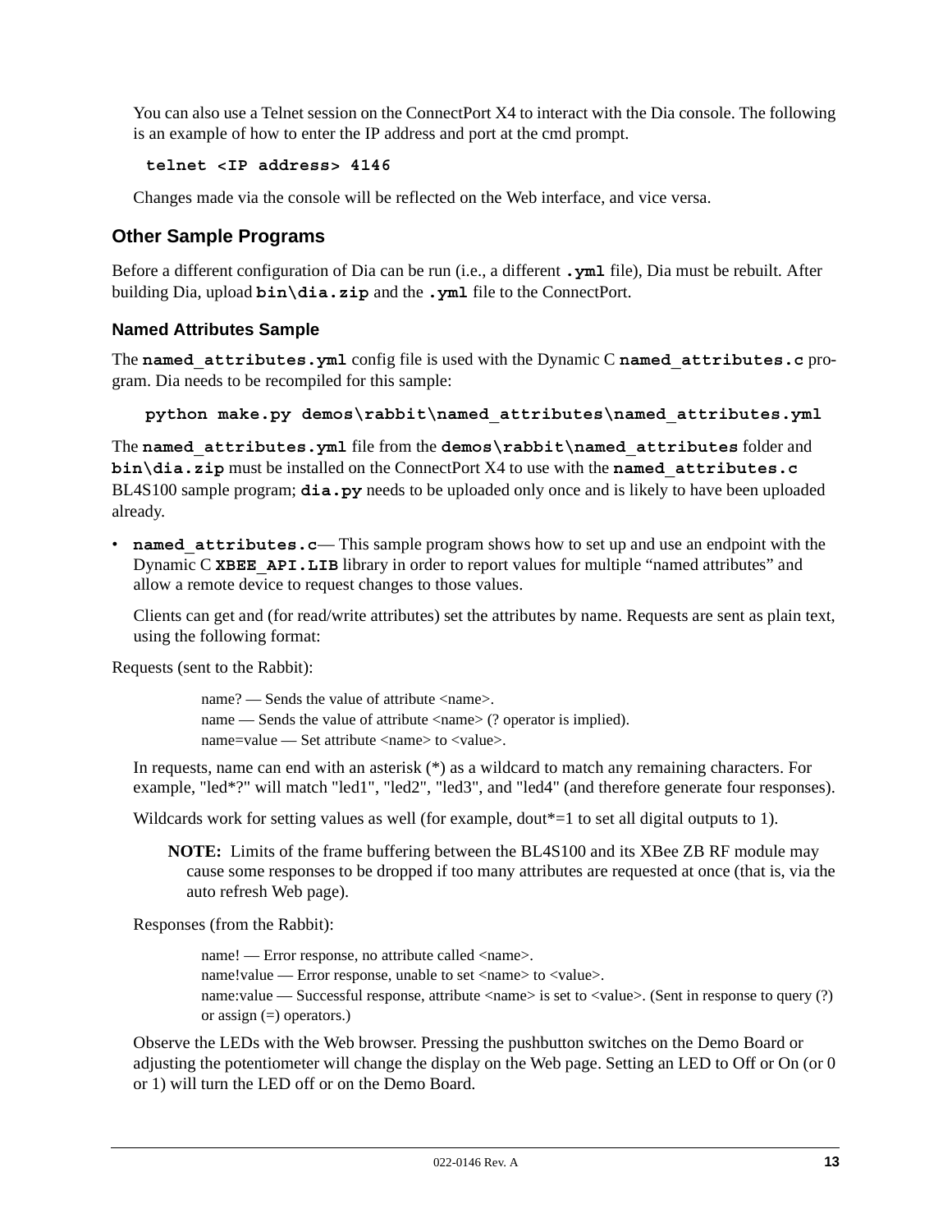You can also use a Telnet session on the ConnectPort X4 to interact with the Dia console. The following is an example of how to enter the IP address and port at the cmd prompt.

```
telnet <IP address> 4146
```

Changes made via the console will be reflected on the Web interface, and vice versa.

## Other Sample Programs

Before a different configuration of Dia can be run (i.e., a different **.yml** file), Dia must be rebuilt. After building Dia, upload **bin\dia.zip** and the **.yml** file to the ConnectPort.

### Named Attributes Sample

The **named_attributes.yml** config file is used with the Dynamic C **named_attributes.c** program. Dia needs to be recompiled for this sample:

```
python make.py demos\rabbit\named_attributes\named_attributes.yml
```

The **named_attributes.yml** file from the **demos\rabbit\named_attributes** folder and **bin\dia.zip** must be installed on the ConnectPort X4 to use with the **named_attributes.c** BL4S100 sample program; **dia.py** needs to be uploaded only once and is likely to have been uploaded already.

- **named_attributes.c**— This sample program shows how to set up and use an endpoint with the Dynamic C **XBEE_API.LIB** library in order to report values for multiple "named attributes" and allow a remote device to request changes to those values.

  Clients can get and (for read/write attributes) set the attributes by name. Requests are sent as plain text, using the following format:

Requests (sent to the Rabbit):

> name? — Sends the value of attribute <name>.
> name — Sends the value of attribute <name> (? operator is implied).
> name=value — Set attribute <name> to <value>.

In requests, name can end with an asterisk (*) as a wildcard to match any remaining characters. For example, "led*?" will match "led1", "led2", "led3", and "led4" (and therefore generate four responses).

Wildcards work for setting values as well (for example, dout*=1 to set all digital outputs to 1).

> **NOTE:** Limits of the frame buffering between the BL4S100 and its XBee ZB RF module may cause some responses to be dropped if too many attributes are requested at once (that is, via the auto refresh Web page).

Responses (from the Rabbit):

> name! — Error response, no attribute called <name>.
> name!value — Error response, unable to set <name> to <value>.
> name:value — Successful response, attribute <name> is set to <value>. (Sent in response to query (?) or assign (=) operators.)

Observe the LEDs with the Web browser. Pressing the pushbutton switches on the Demo Board or adjusting the potentiometer will change the display on the Web page. Setting an LED to Off or On (or 0 or 1) will turn the LED off or on the Demo Board.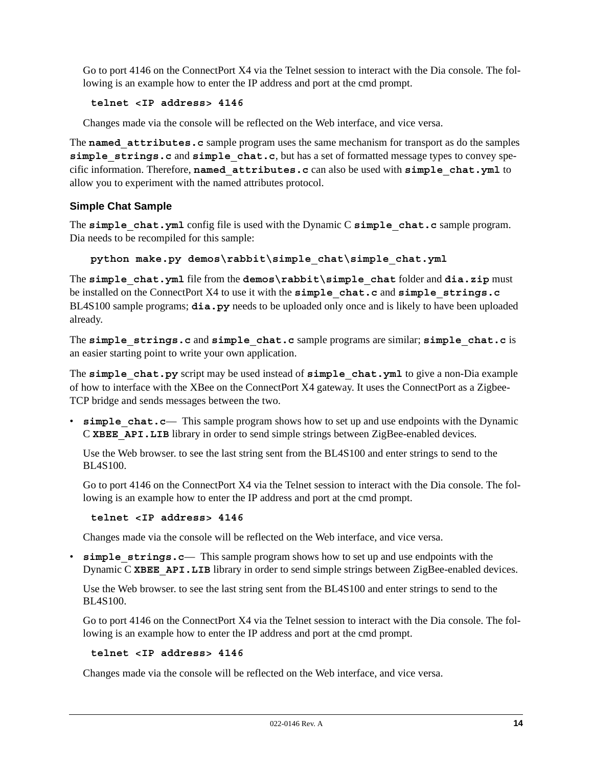Go to port 4146 on the ConnectPort X4 via the Telnet session to interact with the Dia console. The following is an example how to enter the IP address and port at the cmd prompt.

```
telnet <IP address> 4146
```

Changes made via the console will be reflected on the Web interface, and vice versa.

The **named_attributes.c** sample program uses the same mechanism for transport as do the samples **simple_strings.c** and **simple_chat.c**, but has a set of formatted message types to convey specific information. Therefore, **named_attributes.c** can also be used with **simple_chat.yml** to allow you to experiment with the named attributes protocol.

### Simple Chat Sample

The **simple_chat.yml** config file is used with the Dynamic C **simple_chat.c** sample program. Dia needs to be recompiled for this sample:

```
python make.py demos\rabbit\simple_chat\simple_chat.yml
```

The **simple_chat.yml** file from the **demos\rabbit\simple_chat** folder and **dia.zip** must be installed on the ConnectPort X4 to use it with the **simple_chat.c** and **simple_strings.c** BL4S100 sample programs; **dia.py** needs to be uploaded only once and is likely to have been uploaded already.

The **simple_strings.c** and **simple_chat.c** sample programs are similar; **simple_chat.c** is an easier starting point to write your own application.

The **simple_chat.py** script may be used instead of **simple_chat.yml** to give a non-Dia example of how to interface with the XBee on the ConnectPort X4 gateway. It uses the ConnectPort as a Zigbee-TCP bridge and sends messages between the two.

- **simple_chat.c**— This sample program shows how to set up and use endpoints with the Dynamic C **XBEE_API.LIB** library in order to send simple strings between ZigBee-enabled devices.

  Use the Web browser. to see the last string sent from the BL4S100 and enter strings to send to the BL4S100.

  Go to port 4146 on the ConnectPort X4 via the Telnet session to interact with the Dia console. The following is an example how to enter the IP address and port at the cmd prompt.

  ```
  telnet <IP address> 4146
  ```

  Changes made via the console will be reflected on the Web interface, and vice versa.

- **simple_strings.c**— This sample program shows how to set up and use endpoints with the Dynamic C **XBEE_API.LIB** library in order to send simple strings between ZigBee-enabled devices.

  Use the Web browser. to see the last string sent from the BL4S100 and enter strings to send to the BL4S100.

  Go to port 4146 on the ConnectPort X4 via the Telnet session to interact with the Dia console. The following is an example how to enter the IP address and port at the cmd prompt.

  ```
  telnet <IP address> 4146
  ```

  Changes made via the console will be reflected on the Web interface, and vice versa.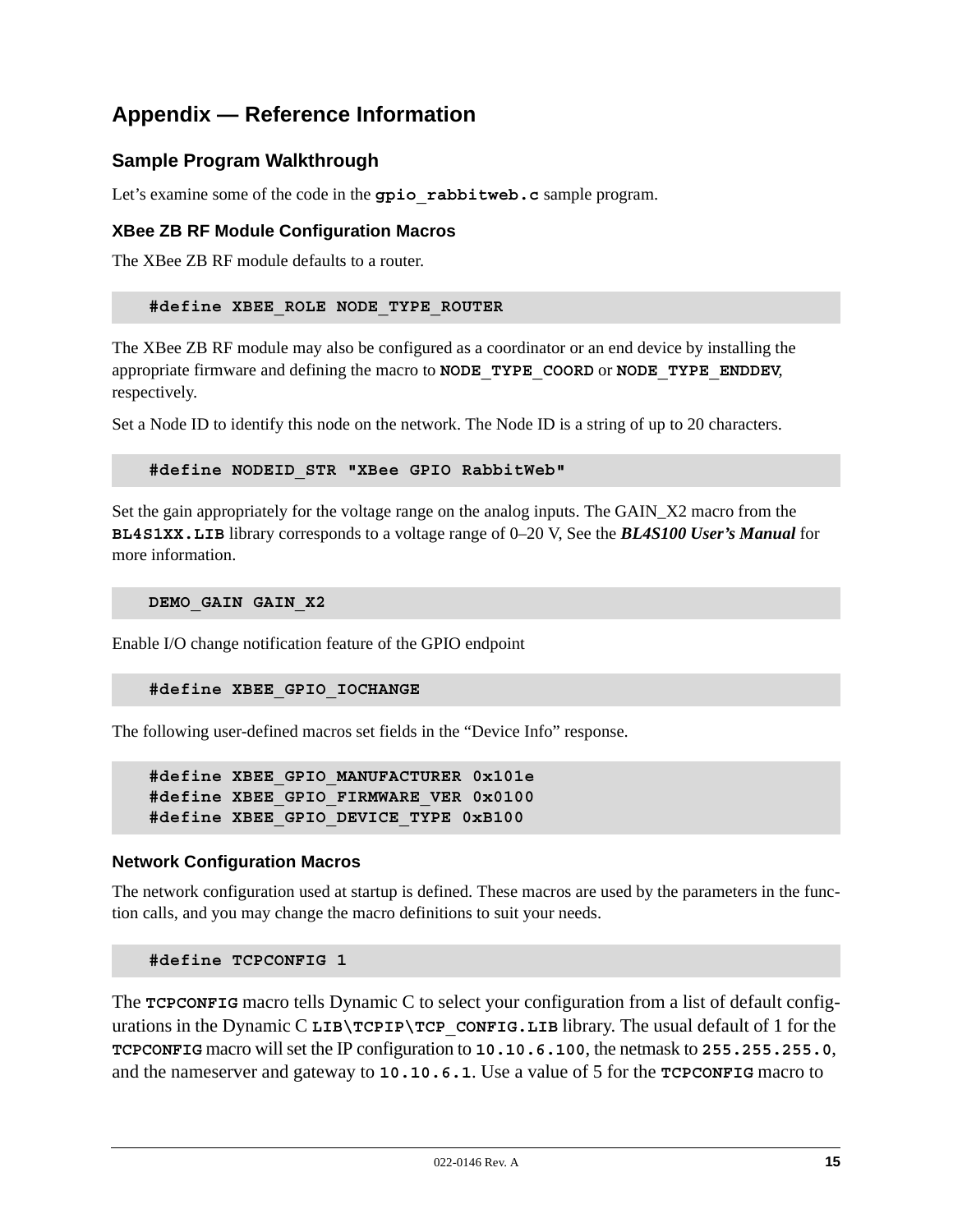# Appendix — Reference Information

## Sample Program Walkthrough

Let's examine some of the code in the **gpio_rabbitweb.c** sample program.

### XBee ZB RF Module Configuration Macros

The XBee ZB RF module defaults to a router.

```
#define XBEE_ROLE NODE_TYPE_ROUTER
```

The XBee ZB RF module may also be configured as a coordinator or an end device by installing the appropriate firmware and defining the macro to **NODE_TYPE_COORD** or **NODE_TYPE_ENDDEV**, respectively.

Set a Node ID to identify this node on the network. The Node ID is a string of up to 20 characters.

```
#define NODEID_STR "XBee GPIO RabbitWeb"
```

Set the gain appropriately for the voltage range on the analog inputs. The GAIN_X2 macro from the **BL4S1XX.LIB** library corresponds to a voltage range of 0–20 V, See the ***BL4S100 User's Manual*** for more information.

```
DEMO_GAIN GAIN_X2
```

Enable I/O change notification feature of the GPIO endpoint

```
#define XBEE_GPIO_IOCHANGE
```

The following user-defined macros set fields in the "Device Info" response.

```
#define XBEE_GPIO_MANUFACTURER 0x101e
#define XBEE_GPIO_FIRMWARE_VER 0x0100
#define XBEE_GPIO_DEVICE_TYPE 0xB100
```

### Network Configuration Macros

The network configuration used at startup is defined. These macros are used by the parameters in the function calls, and you may change the macro definitions to suit your needs.

```
#define TCPCONFIG 1
```

The **TCPCONFIG** macro tells Dynamic C to select your configuration from a list of default configurations in the Dynamic C **LIB\TCPIP\TCP_CONFIG.LIB** library. The usual default of 1 for the **TCPCONFIG** macro will set the IP configuration to **10.10.6.100**, the netmask to **255.255.255.0**, and the nameserver and gateway to **10.10.6.1**. Use a value of 5 for the **TCPCONFIG** macro to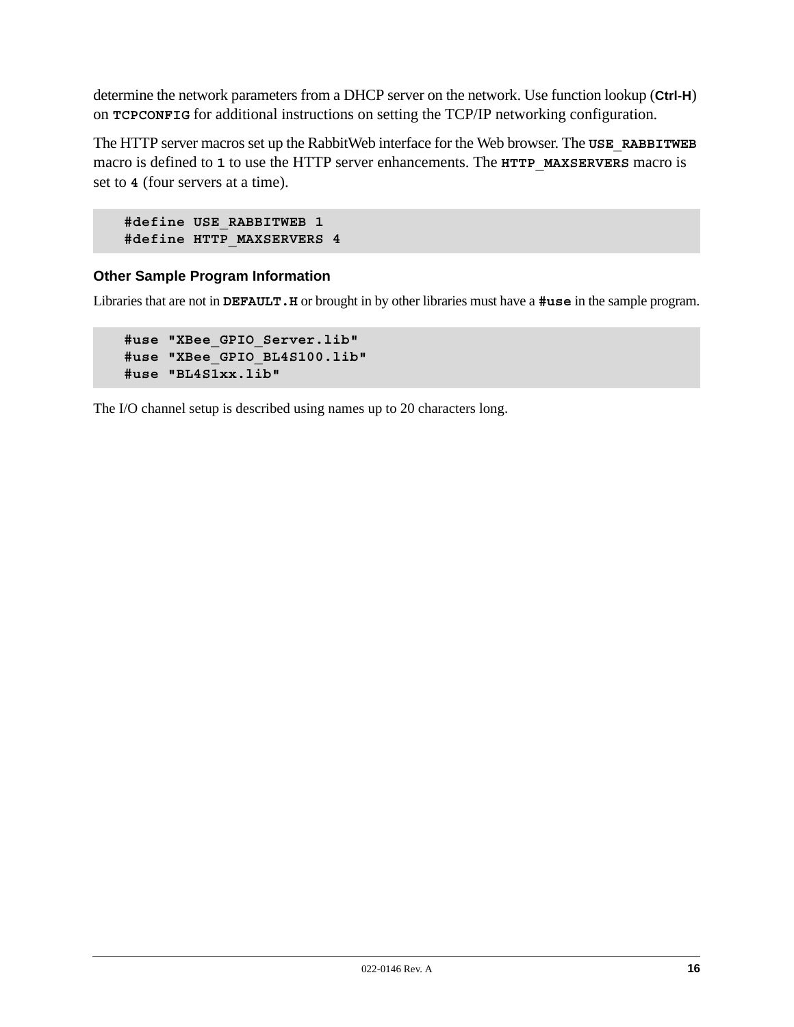determine the network parameters from a DHCP server on the network. Use function lookup (**Ctrl-H**) on **TCPCONFIG** for additional instructions on setting the TCP/IP networking configuration.

The HTTP server macros set up the RabbitWeb interface for the Web browser. The **USE_RABBITWEB** macro is defined to **1** to use the HTTP server enhancements. The **HTTP_MAXSERVERS** macro is set to **4** (four servers at a time).

```
#define USE_RABBITWEB 1
#define HTTP_MAXSERVERS 4
```

### Other Sample Program Information

Libraries that are not in **DEFAULT.H** or brought in by other libraries must have a **#use** in the sample program.

```
#use "XBee_GPIO_Server.lib"
#use "XBee_GPIO_BL4S100.lib"
#use "BL4S1xx.lib"
```

The I/O channel setup is described using names up to 20 characters long.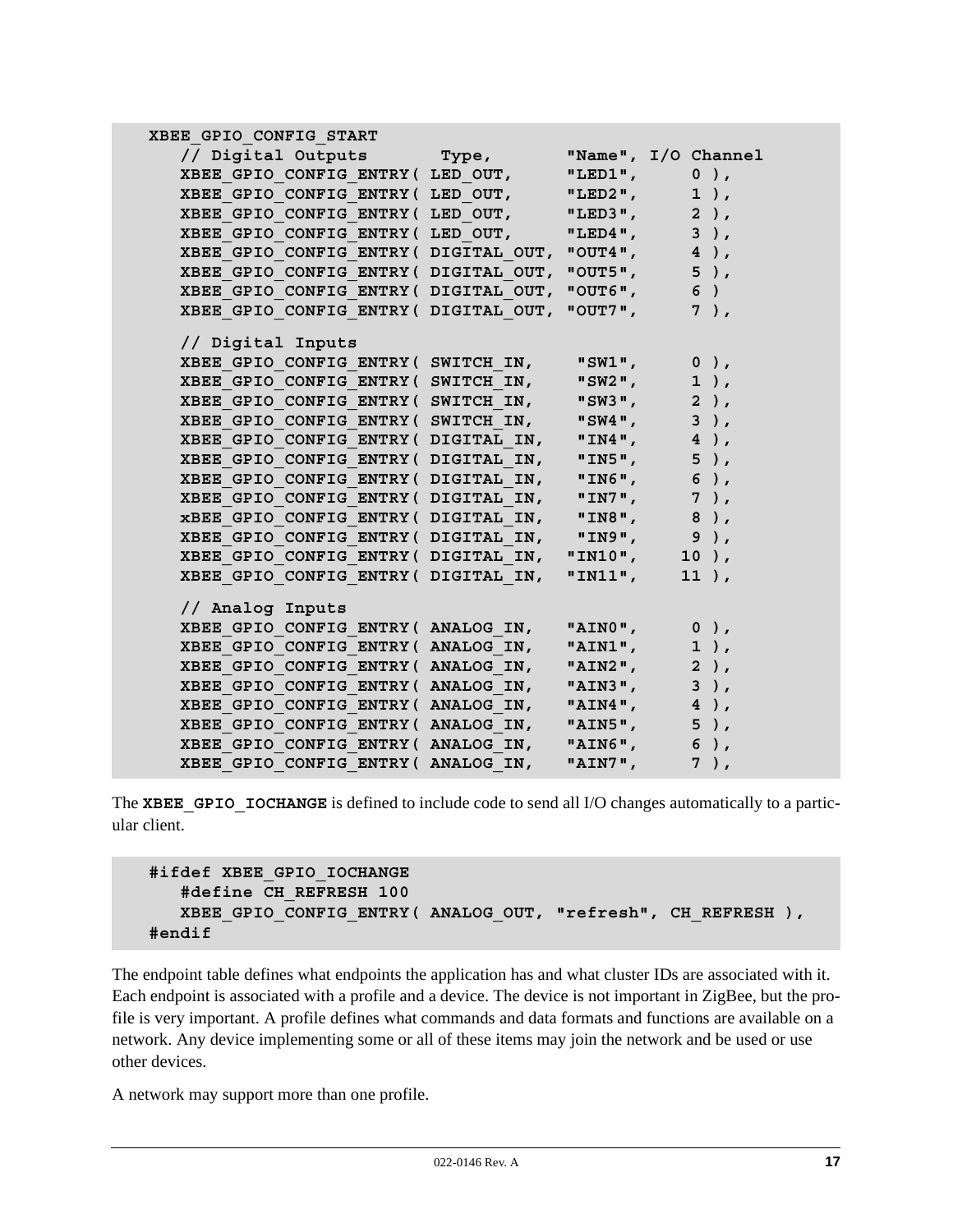```
XBEE_GPIO_CONFIG_START
   // Digital Outputs       Type,         "Name", I/O Channel
   XBEE_GPIO_CONFIG_ENTRY( LED_OUT,      "LED1",     0 ),
   XBEE_GPIO_CONFIG_ENTRY( LED_OUT,      "LED2",     1 ),
   XBEE_GPIO_CONFIG_ENTRY( LED_OUT,      "LED3",     2 ),
   XBEE_GPIO_CONFIG_ENTRY( LED_OUT,      "LED4",     3 ),
   XBEE_GPIO_CONFIG_ENTRY( DIGITAL_OUT, "OUT4",     4 ),
   XBEE_GPIO_CONFIG_ENTRY( DIGITAL_OUT, "OUT5",     5 ),
   XBEE_GPIO_CONFIG_ENTRY( DIGITAL_OUT, "OUT6",     6 )
   XBEE_GPIO_CONFIG_ENTRY( DIGITAL_OUT, "OUT7",     7 ),

   // Digital Inputs
   XBEE_GPIO_CONFIG_ENTRY( SWITCH_IN,    "SW1",     0 ),
   XBEE_GPIO_CONFIG_ENTRY( SWITCH_IN,    "SW2",     1 ),
   XBEE_GPIO_CONFIG_ENTRY( SWITCH_IN,    "SW3",     2 ),
   XBEE_GPIO_CONFIG_ENTRY( SWITCH_IN,    "SW4",     3 ),
   XBEE_GPIO_CONFIG_ENTRY( DIGITAL_IN,   "IN4",     4 ),
   XBEE_GPIO_CONFIG_ENTRY( DIGITAL_IN,   "IN5",     5 ),
   XBEE_GPIO_CONFIG_ENTRY( DIGITAL_IN,   "IN6",     6 ),
   XBEE_GPIO_CONFIG_ENTRY( DIGITAL_IN,   "IN7",     7 ),
   xBEE_GPIO_CONFIG_ENTRY( DIGITAL_IN,   "IN8",     8 ),
   XBEE_GPIO_CONFIG_ENTRY( DIGITAL_IN,   "IN9",     9 ),
   XBEE_GPIO_CONFIG_ENTRY( DIGITAL_IN,  "IN10",    10 ),
   XBEE_GPIO_CONFIG_ENTRY( DIGITAL_IN,  "IN11",    11 ),

   // Analog Inputs
   XBEE_GPIO_CONFIG_ENTRY( ANALOG_IN,   "AIN0",     0 ),
   XBEE_GPIO_CONFIG_ENTRY( ANALOG_IN,   "AIN1",     1 ),
   XBEE_GPIO_CONFIG_ENTRY( ANALOG_IN,   "AIN2",     2 ),
   XBEE_GPIO_CONFIG_ENTRY( ANALOG_IN,   "AIN3",     3 ),
   XBEE_GPIO_CONFIG_ENTRY( ANALOG_IN,   "AIN4",     4 ),
   XBEE_GPIO_CONFIG_ENTRY( ANALOG_IN,   "AIN5",     5 ),
   XBEE_GPIO_CONFIG_ENTRY( ANALOG_IN,   "AIN6",     6 ),
   XBEE_GPIO_CONFIG_ENTRY( ANALOG_IN,   "AIN7",     7 ),
```

The **XBEE_GPIO_IOCHANGE** is defined to include code to send all I/O changes automatically to a particular client.

```
#ifdef XBEE_GPIO_IOCHANGE
   #define CH_REFRESH 100
   XBEE_GPIO_CONFIG_ENTRY( ANALOG_OUT, "refresh", CH_REFRESH ),
#endif
```

The endpoint table defines what endpoints the application has and what cluster IDs are associated with it. Each endpoint is associated with a profile and a device. The device is not important in ZigBee, but the profile is very important. A profile defines what commands and data formats and functions are available on a network. Any device implementing some or all of these items may join the network and be used or use other devices.

A network may support more than one profile.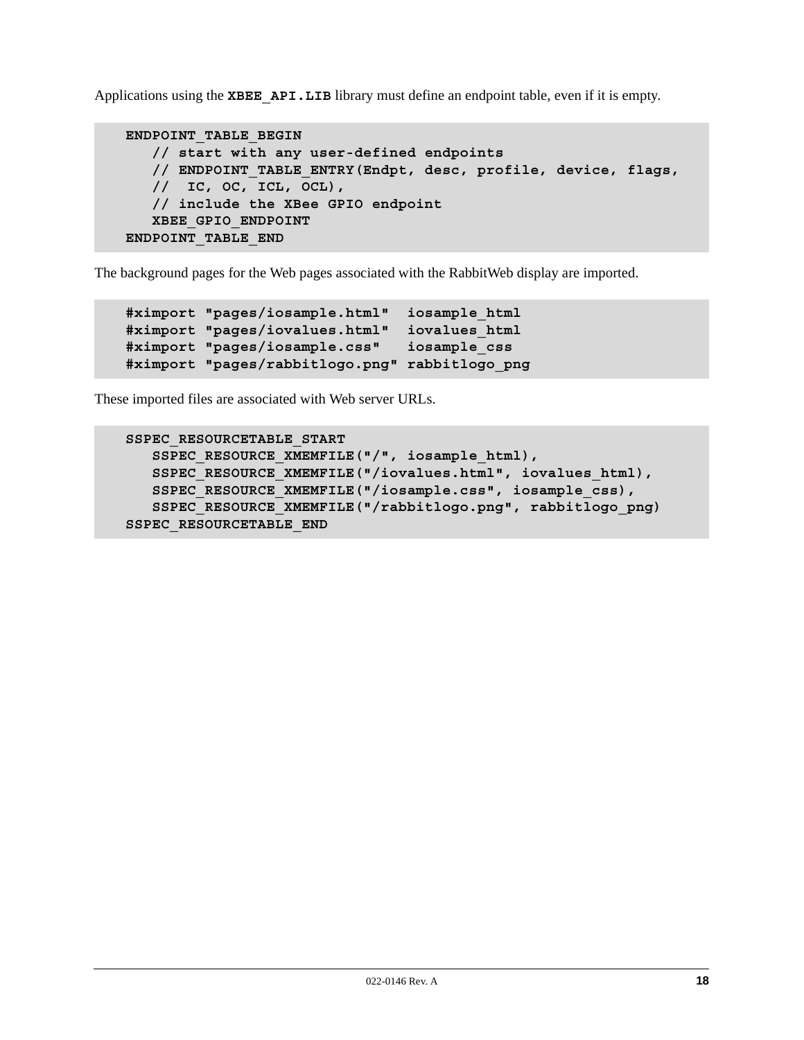Applications using the `XBEE_API.LIB` library must define an endpoint table, even if it is empty.

```
ENDPOINT_TABLE_BEGIN
   // start with any user-defined endpoints
   // ENDPOINT_TABLE_ENTRY(Endpt, desc, profile, device, flags,
   //  IC, OC, ICL, OCL),
   // include the XBee GPIO endpoint
   XBEE_GPIO_ENDPOINT
ENDPOINT_TABLE_END
```

The background pages for the Web pages associated with the RabbitWeb display are imported.

```
#ximport "pages/iosample.html"  iosample_html
#ximport "pages/iovalues.html"  iovalues_html
#ximport "pages/iosample.css"   iosample_css
#ximport "pages/rabbitlogo.png" rabbitlogo_png
```

These imported files are associated with Web server URLs.

```
SSPEC_RESOURCETABLE_START
   SSPEC_RESOURCE_XMEMFILE("/", iosample_html),
   SSPEC_RESOURCE_XMEMFILE("/iovalues.html", iovalues_html),
   SSPEC_RESOURCE_XMEMFILE("/iosample.css", iosample_css),
   SSPEC_RESOURCE_XMEMFILE("/rabbitlogo.png", rabbitlogo_png)
SSPEC_RESOURCETABLE_END
```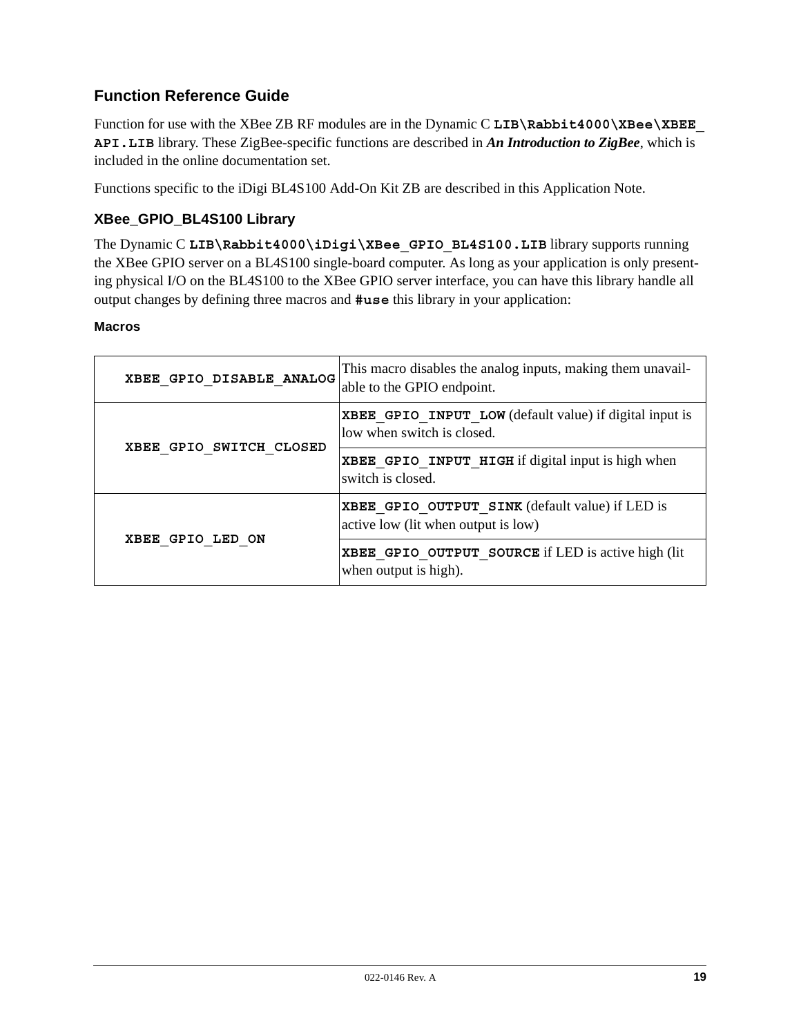## Function Reference Guide

Function for use with the XBee ZB RF modules are in the Dynamic C **LIB\Rabbit4000\XBee\XBEE_API.LIB** library. These ZigBee-specific functions are described in ***An Introduction to ZigBee***, which is included in the online documentation set.

Functions specific to the iDigi BL4S100 Add-On Kit ZB are described in this Application Note.

### XBee_GPIO_BL4S100 Library

The Dynamic C **LIB\Rabbit4000\iDigi\XBee_GPIO_BL4S100.LIB** library supports running the XBee GPIO server on a BL4S100 single-board computer. As long as your application is only presenting physical I/O on the BL4S100 to the XBee GPIO server interface, you can have this library handle all output changes by defining three macros and **#use** this library in your application:

#### Macros

| Macro | Description |
|---|---|
| **XBEE_GPIO_DISABLE_ANALOG** | This macro disables the analog inputs, making them unavailable to the GPIO endpoint. |
| **XBEE_GPIO_SWITCH_CLOSED** | **XBEE_GPIO_INPUT_LOW** (default value) if digital input is low when switch is closed. |
| | **XBEE_GPIO_INPUT_HIGH** if digital input is high when switch is closed. |
| **XBEE_GPIO_LED_ON** | **XBEE_GPIO_OUTPUT_SINK** (default value) if LED is active low (lit when output is low) |
| | **XBEE_GPIO_OUTPUT_SOURCE** if LED is active high (lit when output is high). |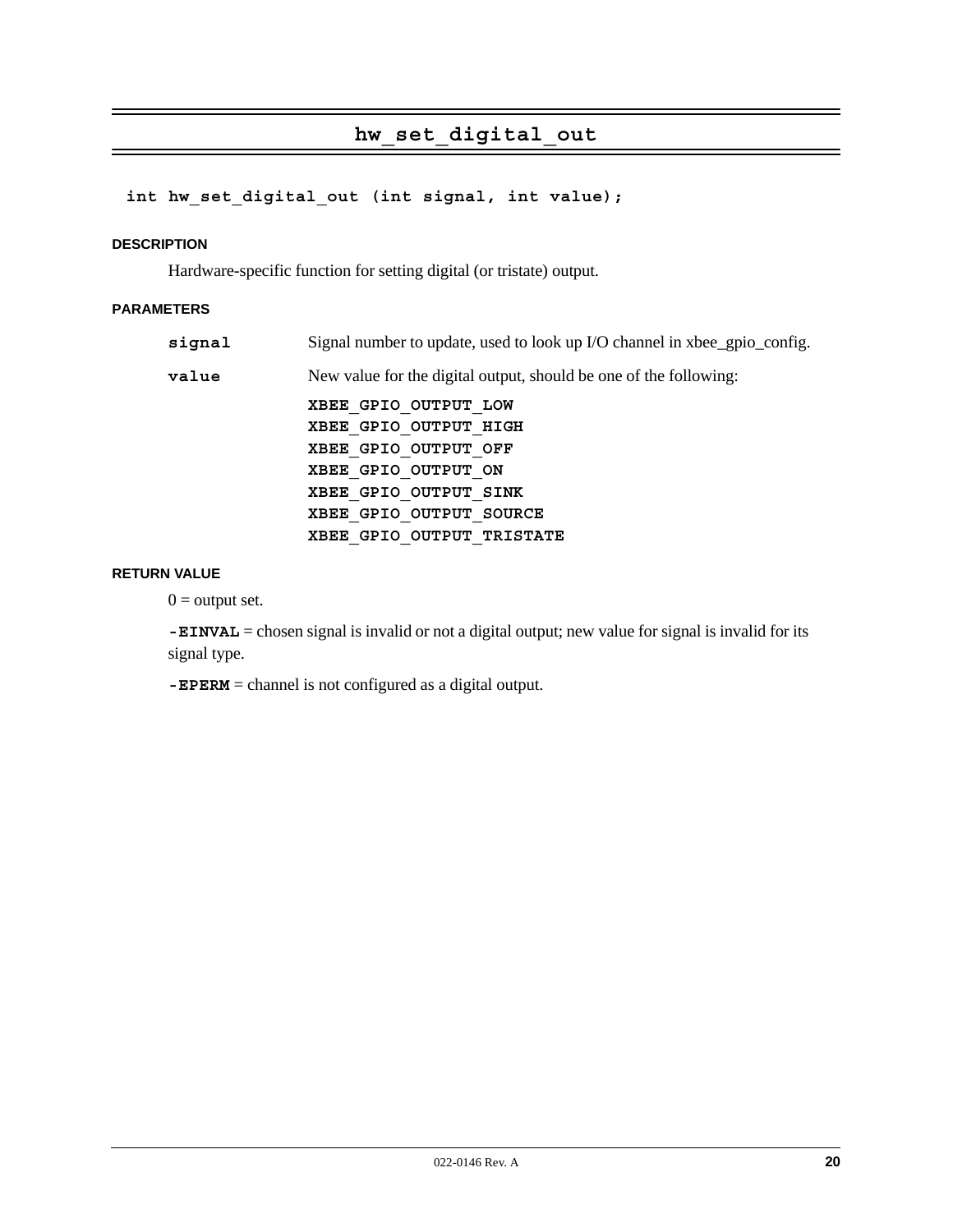## hw_set_digital_out

```
int hw_set_digital_out (int signal, int value);
```

**DESCRIPTION**

Hardware-specific function for setting digital (or tristate) output.

**PARAMETERS**

| | |
|---|---|
| **signal** | Signal number to update, used to look up I/O channel in xbee_gpio_config. |
| **value** | New value for the digital output, should be one of the following:<br>**XBEE_GPIO_OUTPUT_LOW**<br>**XBEE_GPIO_OUTPUT_HIGH**<br>**XBEE_GPIO_OUTPUT_OFF**<br>**XBEE_GPIO_OUTPUT_ON**<br>**XBEE_GPIO_OUTPUT_SINK**<br>**XBEE_GPIO_OUTPUT_SOURCE**<br>**XBEE_GPIO_OUTPUT_TRISTATE** |

**RETURN VALUE**

0 = output set.

**-EINVAL** = chosen signal is invalid or not a digital output; new value for signal is invalid for its signal type.

**-EPERM** = channel is not configured as a digital output.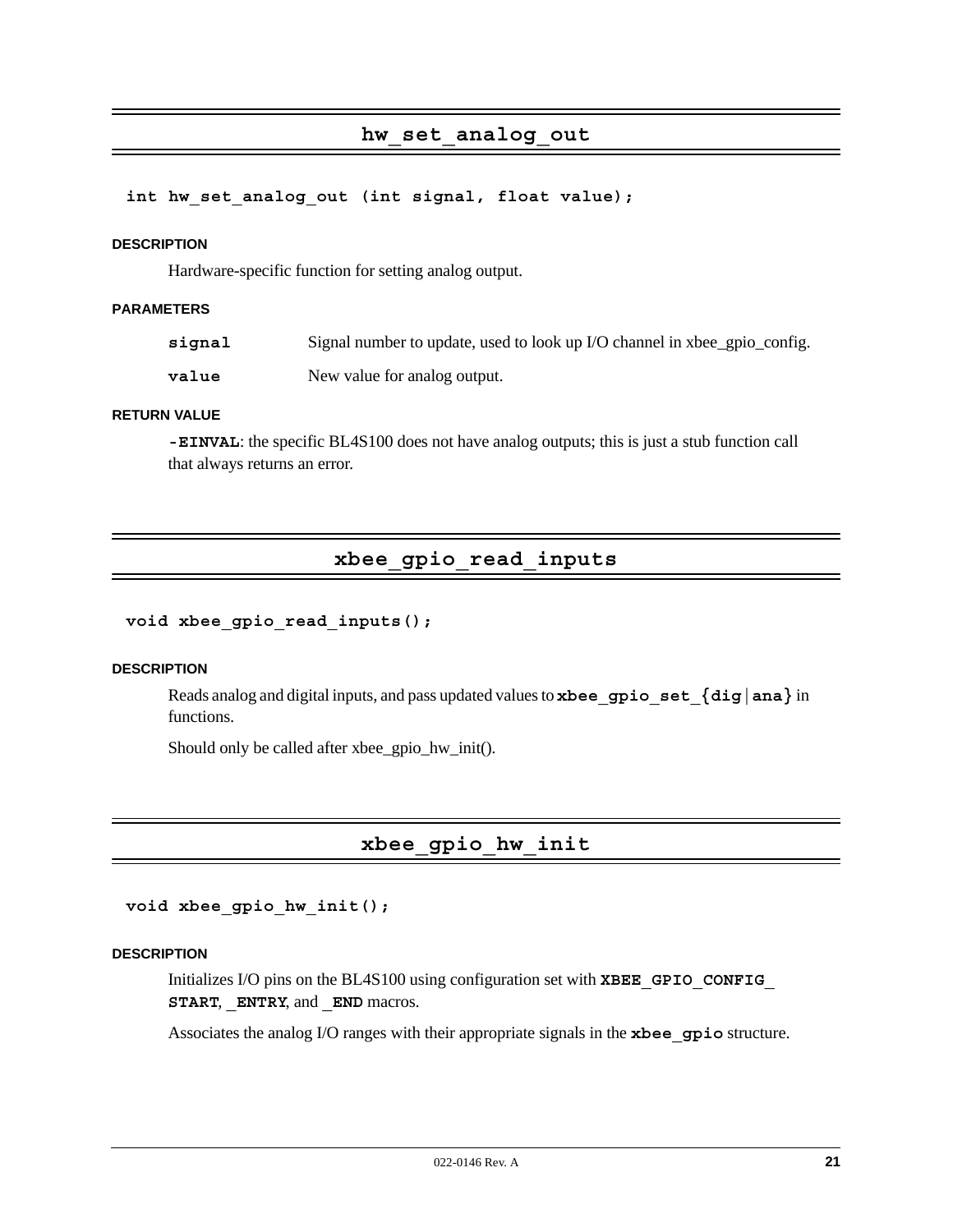## hw_set_analog_out

```
int hw_set_analog_out (int signal, float value);
```

#### DESCRIPTION

Hardware-specific function for setting analog output.

#### PARAMETERS

| | |
|---|---|
| **signal** | Signal number to update, used to look up I/O channel in xbee_gpio_config. |
| **value** | New value for analog output. |

#### RETURN VALUE

**-EINVAL**: the specific BL4S100 does not have analog outputs; this is just a stub function call that always returns an error.

## xbee_gpio_read_inputs

```
void xbee_gpio_read_inputs();
```

#### DESCRIPTION

Reads analog and digital inputs, and pass updated values to **xbee_gpio_set_{dig|ana}** in functions.

Should only be called after xbee_gpio_hw_init().

## xbee_gpio_hw_init

```
void xbee_gpio_hw_init();
```

#### DESCRIPTION

Initializes I/O pins on the BL4S100 using configuration set with **XBEE_GPIO_CONFIG_START**, **_ENTRY**, and **_END** macros.

Associates the analog I/O ranges with their appropriate signals in the **xbee_gpio** structure.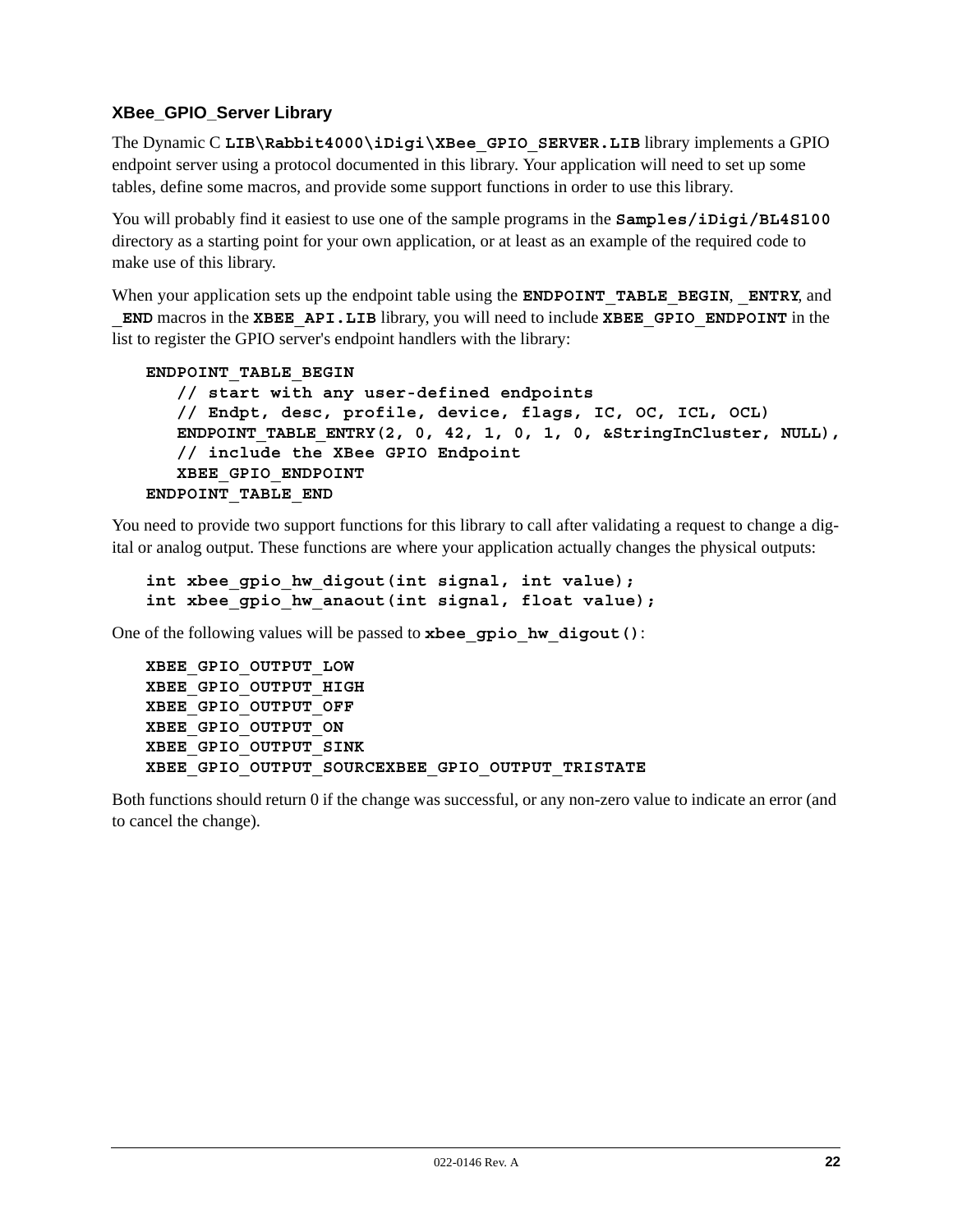### XBee_GPIO_Server Library

The Dynamic C **LIB\Rabbit4000\iDigi\XBee_GPIO_SERVER.LIB** library implements a GPIO endpoint server using a protocol documented in this library. Your application will need to set up some tables, define some macros, and provide some support functions in order to use this library.

You will probably find it easiest to use one of the sample programs in the **Samples/iDigi/BL4S100** directory as a starting point for your own application, or at least as an example of the required code to make use of this library.

When your application sets up the endpoint table using the **ENDPOINT_TABLE_BEGIN**, **_ENTRY**, and **_END** macros in the **XBEE_API.LIB** library, you will need to include **XBEE_GPIO_ENDPOINT** in the list to register the GPIO server's endpoint handlers with the library:

```
ENDPOINT_TABLE_BEGIN
   // start with any user-defined endpoints
   // Endpt, desc, profile, device, flags, IC, OC, ICL, OCL)
   ENDPOINT_TABLE_ENTRY(2, 0, 42, 1, 0, 1, 0, &StringInCluster, NULL),
   // include the XBee GPIO Endpoint
   XBEE_GPIO_ENDPOINT
ENDPOINT_TABLE_END
```

You need to provide two support functions for this library to call after validating a request to change a digital or analog output. These functions are where your application actually changes the physical outputs:

```
int xbee_gpio_hw_digout(int signal, int value);
int xbee_gpio_hw_anaout(int signal, float value);
```

One of the following values will be passed to **xbee_gpio_hw_digout()**:

```
XBEE_GPIO_OUTPUT_LOW
XBEE_GPIO_OUTPUT_HIGH
XBEE_GPIO_OUTPUT_OFF
XBEE_GPIO_OUTPUT_ON
XBEE_GPIO_OUTPUT_SINK
XBEE_GPIO_OUTPUT_SOURCEXBEE_GPIO_OUTPUT_TRISTATE
```

Both functions should return 0 if the change was successful, or any non-zero value to indicate an error (and to cancel the change).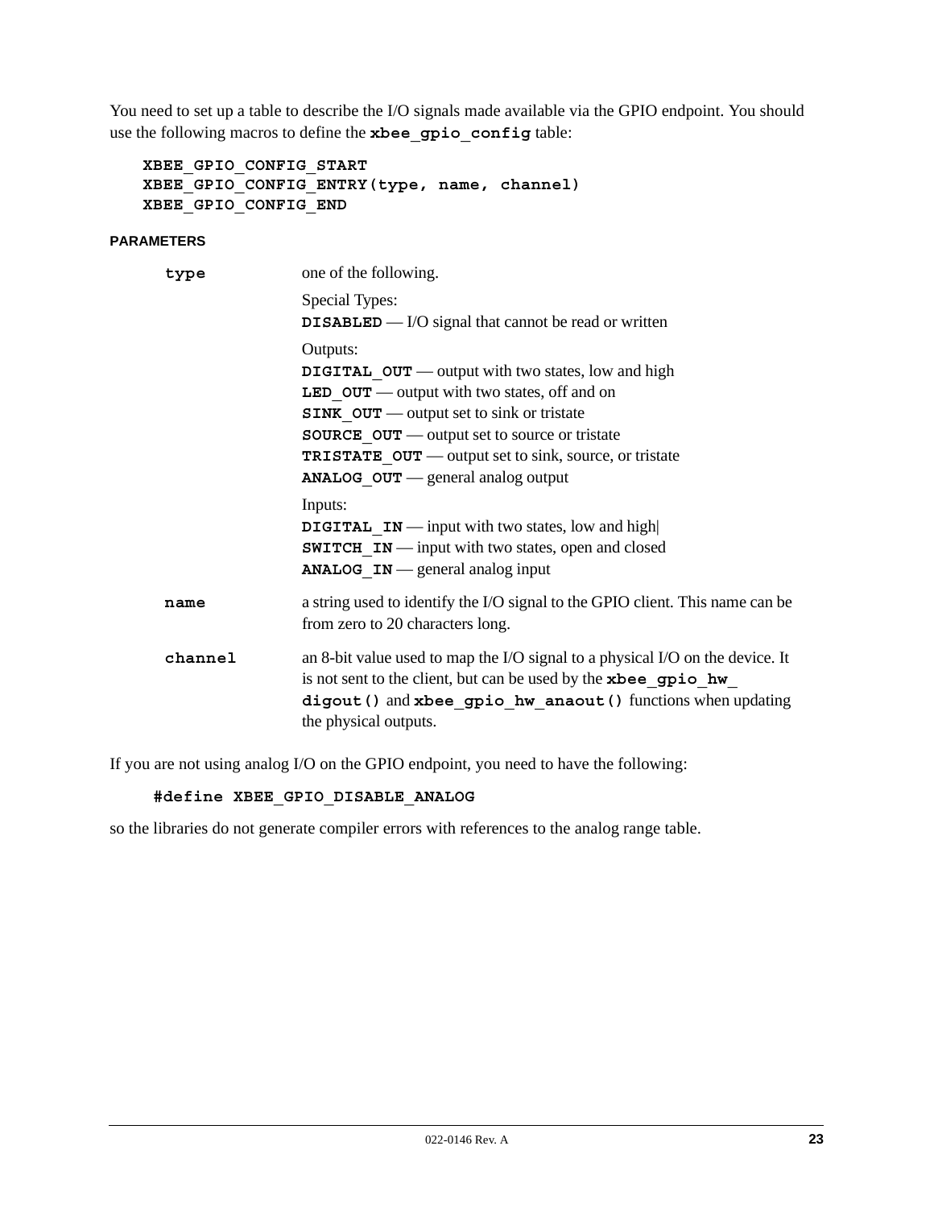You need to set up a table to describe the I/O signals made available via the GPIO endpoint. You should use the following macros to define the **`xbee_gpio_config`** table:

```
XBEE_GPIO_CONFIG_START
XBEE_GPIO_CONFIG_ENTRY(type, name, channel)
XBEE_GPIO_CONFIG_END
```

**PARAMETERS**

**`type`** one of the following.

Special Types:
**`DISABLED`** — I/O signal that cannot be read or written

Outputs:
**`DIGITAL_OUT`** — output with two states, low and high
**`LED_OUT`** — output with two states, off and on
**`SINK_OUT`** — output set to sink or tristate
**`SOURCE_OUT`** — output set to source or tristate
**`TRISTATE_OUT`** — output set to sink, source, or tristate
**`ANALOG_OUT`** — general analog output

Inputs:
**`DIGITAL_IN`** — input with two states, low and high|
**`SWITCH_IN`** — input with two states, open and closed
**`ANALOG_IN`** — general analog input

**`name`** a string used to identify the I/O signal to the GPIO client. This name can be from zero to 20 characters long.

**`channel`** an 8-bit value used to map the I/O signal to a physical I/O on the device. It is not sent to the client, but can be used by the **`xbee_gpio_hw_digout()`** and **`xbee_gpio_hw_anaout()`** functions when updating the physical outputs.

If you are not using analog I/O on the GPIO endpoint, you need to have the following:

```
#define XBEE_GPIO_DISABLE_ANALOG
```

so the libraries do not generate compiler errors with references to the analog range table.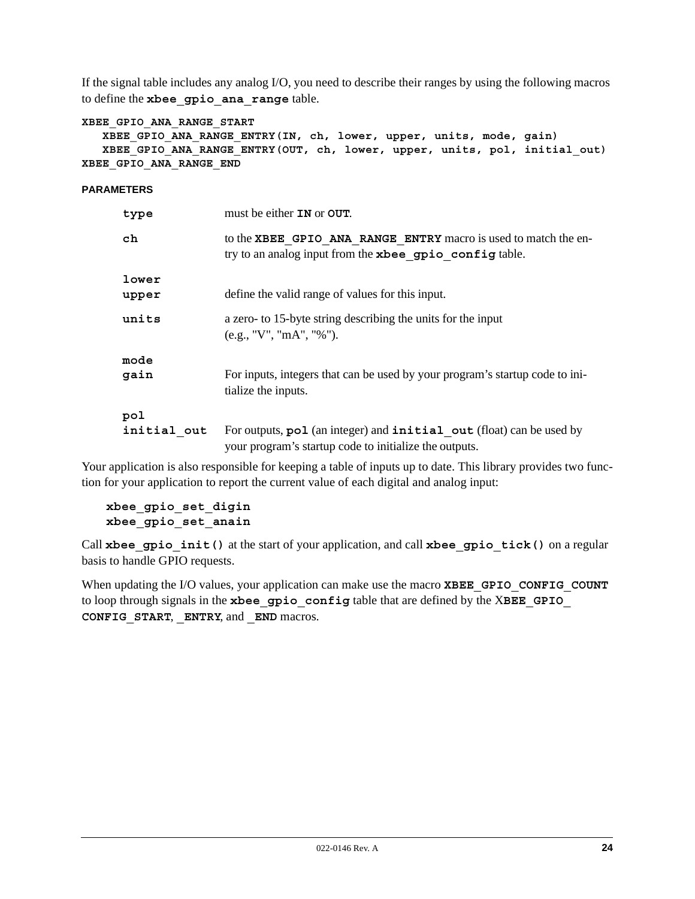If the signal table includes any analog I/O, you need to describe their ranges by using the following macros to define the **xbee_gpio_ana_range** table.

```
XBEE_GPIO_ANA_RANGE_START
   XBEE_GPIO_ANA_RANGE_ENTRY(IN, ch, lower, upper, units, mode, gain)
   XBEE_GPIO_ANA_RANGE_ENTRY(OUT, ch, lower, upper, units, pol, initial_out)
XBEE_GPIO_ANA_RANGE_END
```

#### PARAMETERS

| | |
|---|---|
| **type** | must be either **IN** or **OUT**. |
| **ch** | to the **XBEE_GPIO_ANA_RANGE_ENTRY** macro is used to match the entry to an analog input from the **xbee_gpio_config** table. |
| **lower** **upper** | define the valid range of values for this input. |
| **units** | a zero- to 15-byte string describing the units for the input (e.g., "V", "mA", "%"). |
| **mode** **gain** | For inputs, integers that can be used by your program's startup code to initialize the inputs. |
| **pol** **initial_out** | For outputs, **pol** (an integer) and **initial_out** (float) can be used by your program's startup code to initialize the outputs. |

Your application is also responsible for keeping a table of inputs up to date. This library provides two function for your application to report the current value of each digital and analog input:

```
xbee_gpio_set_digin
xbee_gpio_set_anain
```

Call **xbee_gpio_init()** at the start of your application, and call **xbee_gpio_tick()** on a regular basis to handle GPIO requests.

When updating the I/O values, your application can make use the macro **XBEE_GPIO_CONFIG_COUNT** to loop through signals in the **xbee_gpio_config** table that are defined by the X**BEE_GPIO_CONFIG_START**, **_ENTRY**, and **_END** macros.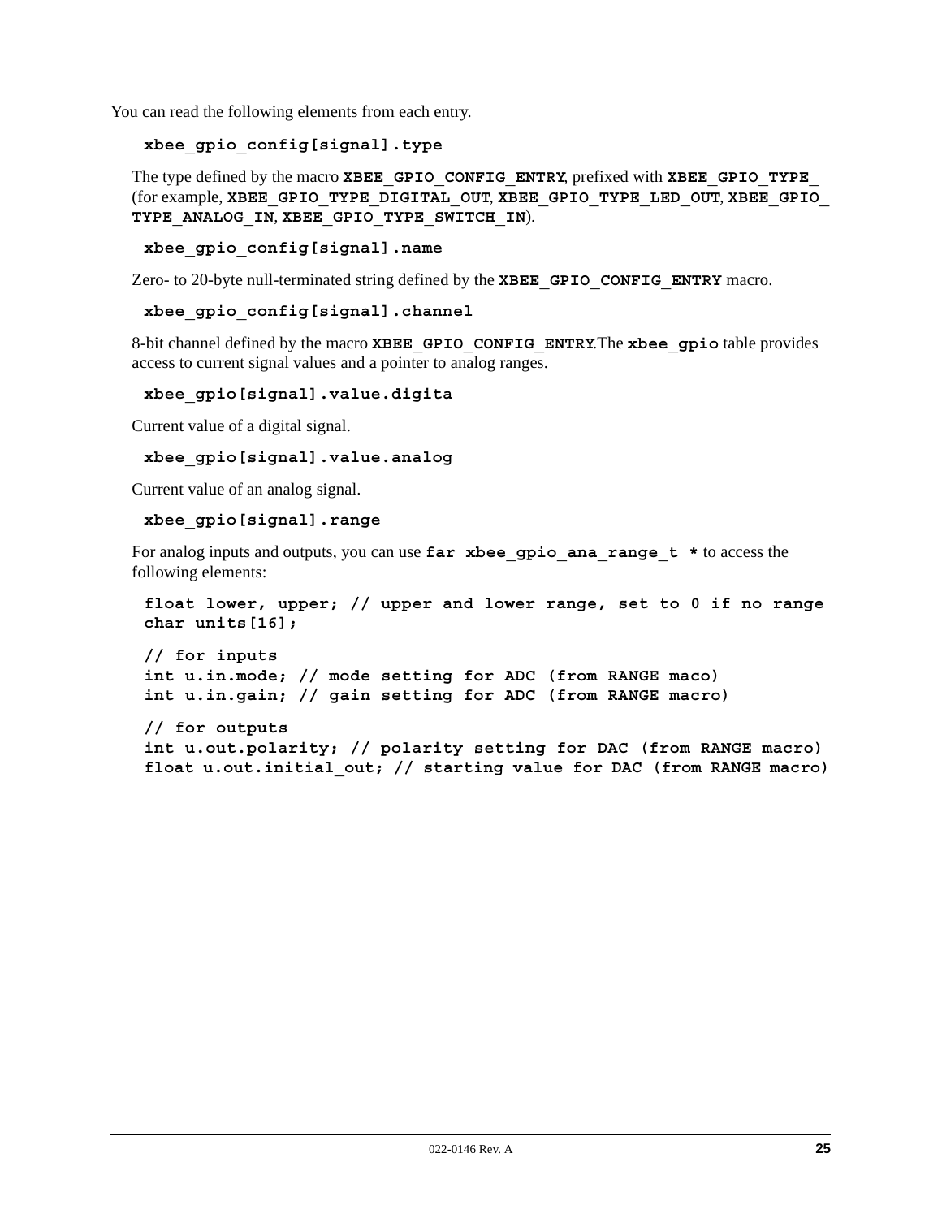You can read the following elements from each entry.

**`xbee_gpio_config[signal].type`**

The type defined by the macro **`XBEE_GPIO_CONFIG_ENTRY`**, prefixed with **`XBEE_GPIO_TYPE_`** (for example, **`XBEE_GPIO_TYPE_DIGITAL_OUT`**, **`XBEE_GPIO_TYPE_LED_OUT`**, **`XBEE_GPIO_TYPE_ANALOG_IN`**, **`XBEE_GPIO_TYPE_SWITCH_IN`**).

**`xbee_gpio_config[signal].name`**

Zero- to 20-byte null-terminated string defined by the **`XBEE_GPIO_CONFIG_ENTRY`** macro.

**`xbee_gpio_config[signal].channel`**

8-bit channel defined by the macro **`XBEE_GPIO_CONFIG_ENTRY`**.The **`xbee_gpio`** table provides access to current signal values and a pointer to analog ranges.

**`xbee_gpio[signal].value.digita`**

Current value of a digital signal.

**`xbee_gpio[signal].value.analog`**

Current value of an analog signal.

**`xbee_gpio[signal].range`**

For analog inputs and outputs, you can use **`far xbee_gpio_ana_range_t *`** to access the following elements:

```
float lower, upper; // upper and lower range, set to 0 if no range
char units[16];

// for inputs
int u.in.mode; // mode setting for ADC (from RANGE maco)
int u.in.gain; // gain setting for ADC (from RANGE macro)

// for outputs
int u.out.polarity; // polarity setting for DAC (from RANGE macro)
float u.out.initial_out; // starting value for DAC (from RANGE macro)
```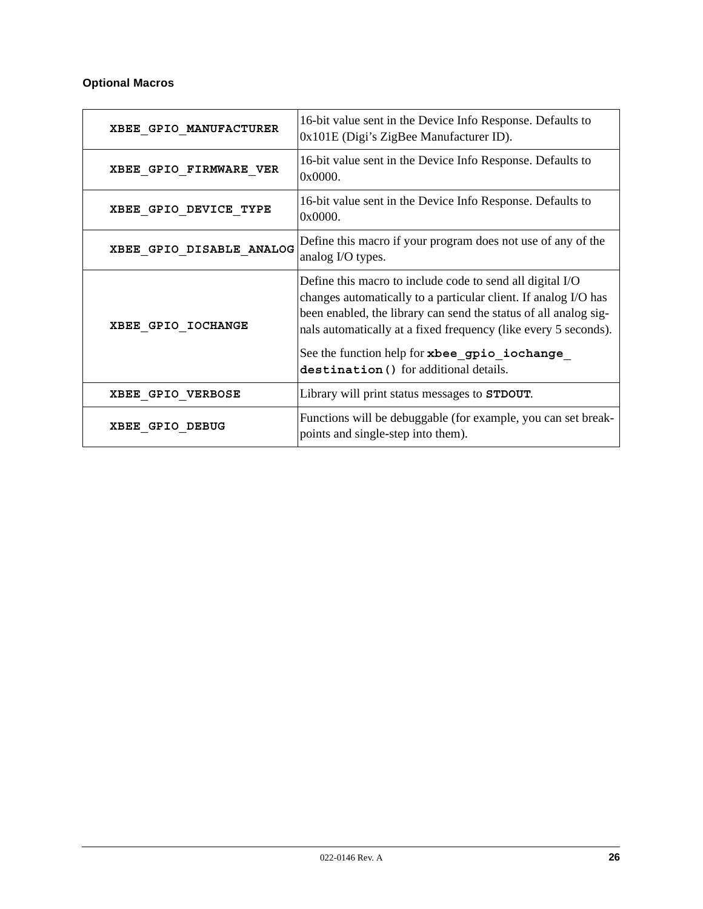### Optional Macros

| Macro | Description |
|---|---|
| **XBEE_GPIO_MANUFACTURER** | 16-bit value sent in the Device Info Response. Defaults to 0x101E (Digi's ZigBee Manufacturer ID). |
| **XBEE_GPIO_FIRMWARE_VER** | 16-bit value sent in the Device Info Response. Defaults to 0x0000. |
| **XBEE_GPIO_DEVICE_TYPE** | 16-bit value sent in the Device Info Response. Defaults to 0x0000. |
| **XBEE_GPIO_DISABLE_ANALOG** | Define this macro if your program does not use of any of the analog I/O types. |
| **XBEE_GPIO_IOCHANGE** | Define this macro to include code to send all digital I/O changes automatically to a particular client. If analog I/O has been enabled, the library can send the status of all analog signals automatically at a fixed frequency (like every 5 seconds). See the function help for **xbee_gpio_iochange_destination()** for additional details. |
| **XBEE_GPIO_VERBOSE** | Library will print status messages to **STDOUT**. |
| **XBEE_GPIO_DEBUG** | Functions will be debuggable (for example, you can set breakpoints and single-step into them). |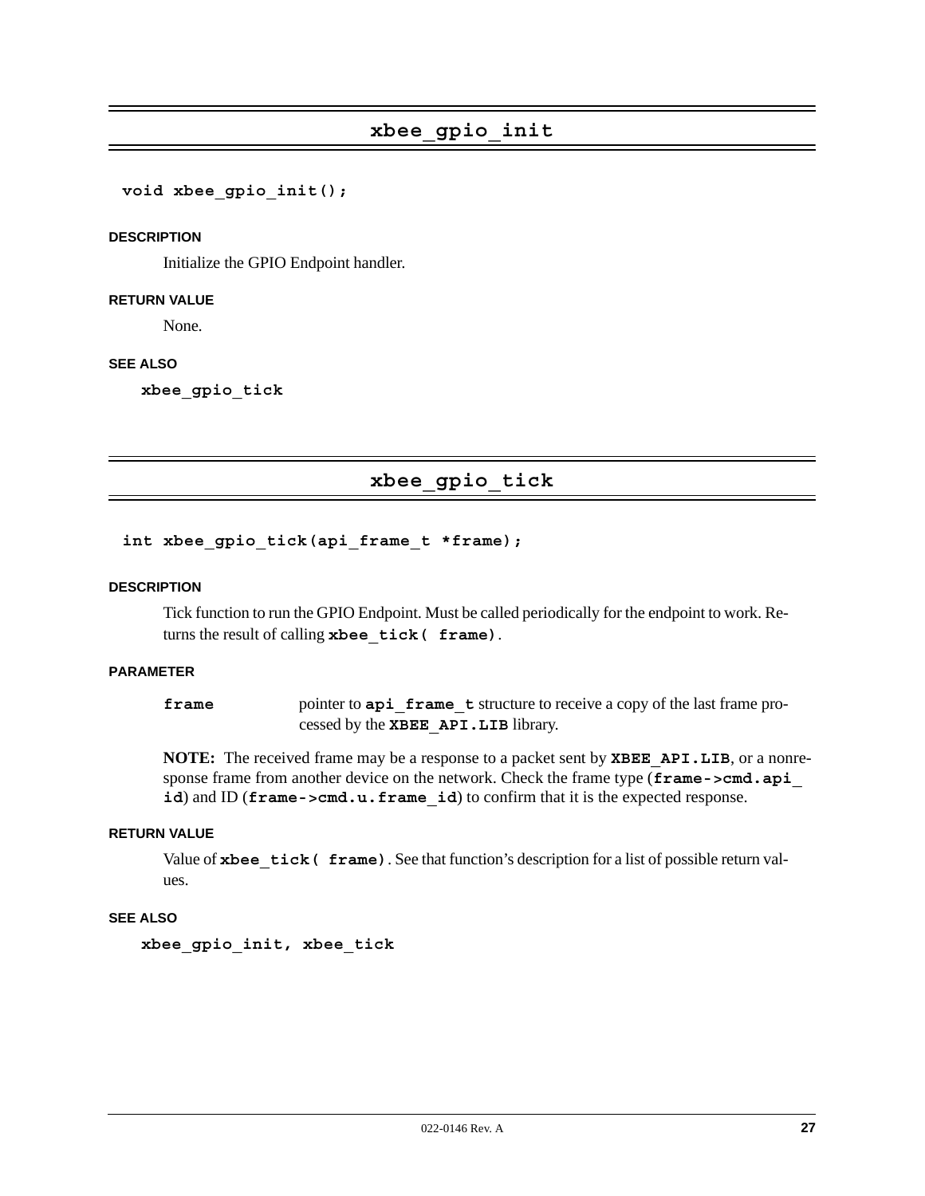## xbee_gpio_init

```
void xbee_gpio_init();
```

**DESCRIPTION**

Initialize the GPIO Endpoint handler.

**RETURN VALUE**

None.

**SEE ALSO**

**xbee_gpio_tick**

## xbee_gpio_tick

```
int xbee_gpio_tick(api_frame_t *frame);
```

**DESCRIPTION**

Tick function to run the GPIO Endpoint. Must be called periodically for the endpoint to work. Returns the result of calling **xbee_tick( frame)**.

**PARAMETER**

**frame** pointer to **api_frame_t** structure to receive a copy of the last frame processed by the **XBEE_API.LIB** library.

**NOTE:** The received frame may be a response to a packet sent by **XBEE_API.LIB**, or a nonresponse frame from another device on the network. Check the frame type (**frame->cmd.api_id**) and ID (**frame->cmd.u.frame_id**) to confirm that it is the expected response.

**RETURN VALUE**

Value of **xbee_tick( frame)**. See that function's description for a list of possible return values.

**SEE ALSO**

**xbee_gpio_init, xbee_tick**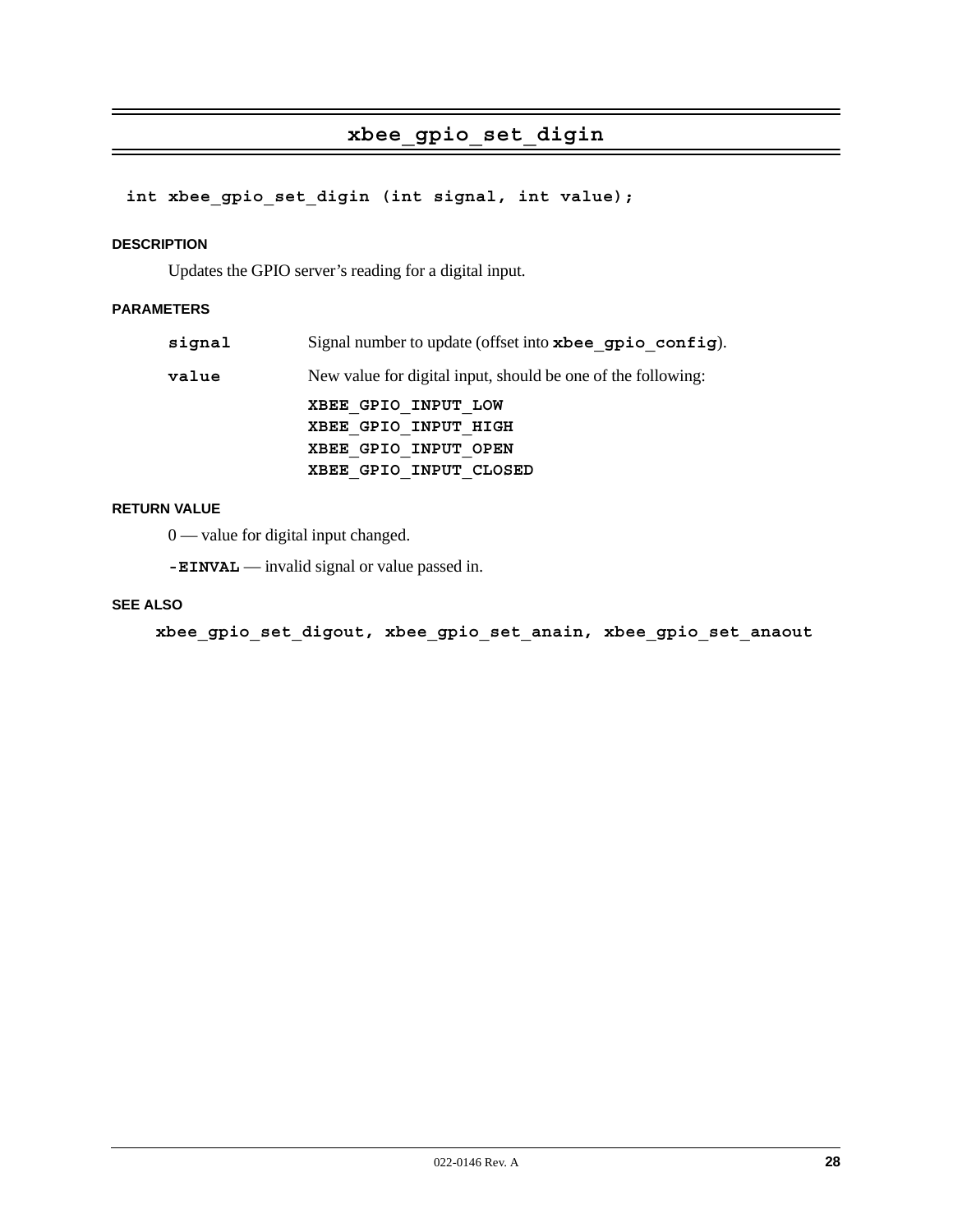# xbee_gpio_set_digin

```
int xbee_gpio_set_digin (int signal, int value);
```

### DESCRIPTION

Updates the GPIO server's reading for a digital input.

### PARAMETERS

| | |
|---|---|
| **signal** | Signal number to update (offset into **xbee_gpio_config**). |
| **value** | New value for digital input, should be one of the following:<br>**XBEE_GPIO_INPUT_LOW**<br>**XBEE_GPIO_INPUT_HIGH**<br>**XBEE_GPIO_INPUT_OPEN**<br>**XBEE_GPIO_INPUT_CLOSED** |

### RETURN VALUE

0 — value for digital input changed.

**-EINVAL** — invalid signal or value passed in.

### SEE ALSO

**xbee_gpio_set_digout, xbee_gpio_set_anain, xbee_gpio_set_anaout**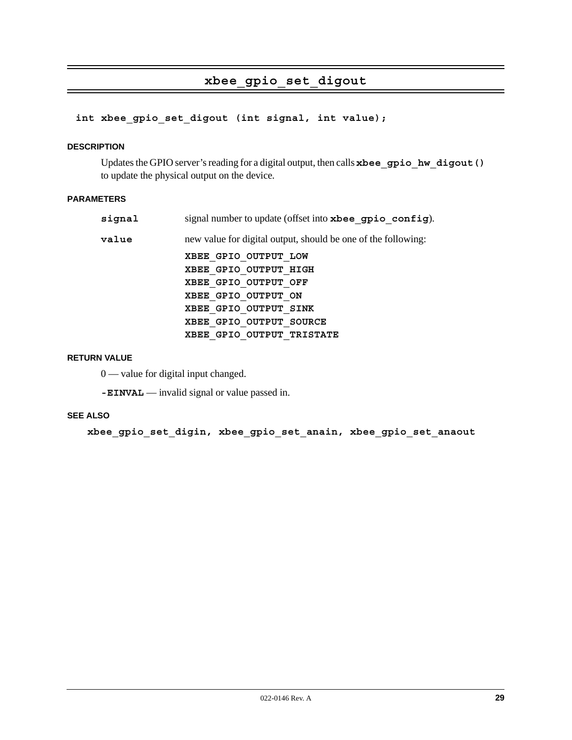## xbee_gpio_set_digout

```
int xbee_gpio_set_digout (int signal, int value);
```

#### DESCRIPTION

Updates the GPIO server's reading for a digital output, then calls **xbee_gpio_hw_digout()** to update the physical output on the device.

#### PARAMETERS

| | |
|---|---|
| **signal** | signal number to update (offset into **xbee_gpio_config**). |
| **value** | new value for digital output, should be one of the following:<br>**XBEE_GPIO_OUTPUT_LOW**<br>**XBEE_GPIO_OUTPUT_HIGH**<br>**XBEE_GPIO_OUTPUT_OFF**<br>**XBEE_GPIO_OUTPUT_ON**<br>**XBEE_GPIO_OUTPUT_SINK**<br>**XBEE_GPIO_OUTPUT_SOURCE**<br>**XBEE_GPIO_OUTPUT_TRISTATE** |

#### RETURN VALUE

0 — value for digital input changed.

**-EINVAL** — invalid signal or value passed in.

#### SEE ALSO

**xbee_gpio_set_digin, xbee_gpio_set_anain, xbee_gpio_set_anaout**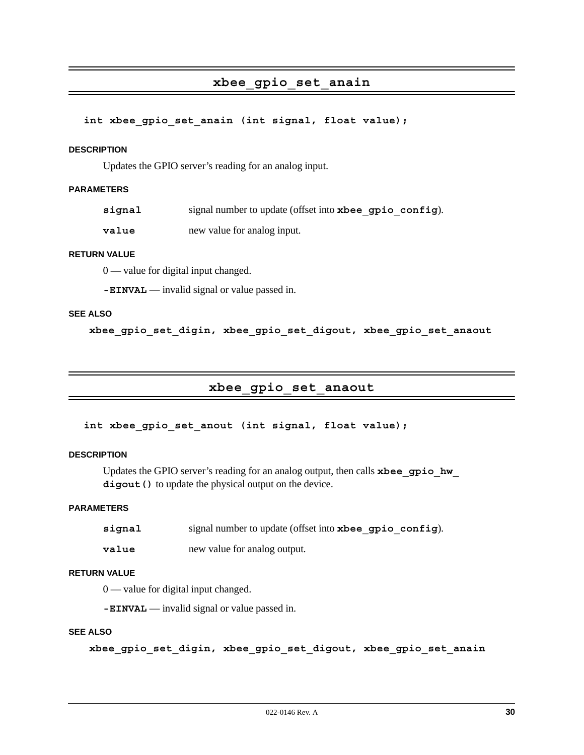## xbee_gpio_set_anain

```
int xbee_gpio_set_anain (int signal, float value);
```

**DESCRIPTION**

Updates the GPIO server's reading for an analog input.

**PARAMETERS**

| | |
|---|---|
| **signal** | signal number to update (offset into **xbee_gpio_config**). |
| **value** | new value for analog input. |

**RETURN VALUE**

0 — value for digital input changed.

**-EINVAL** — invalid signal or value passed in.

**SEE ALSO**

**xbee_gpio_set_digin, xbee_gpio_set_digout, xbee_gpio_set_anaout**

## xbee_gpio_set_anaout

```
int xbee_gpio_set_anout (int signal, float value);
```

**DESCRIPTION**

Updates the GPIO server's reading for an analog output, then calls **xbee_gpio_hw_digout()** to update the physical output on the device.

**PARAMETERS**

| | |
|---|---|
| **signal** | signal number to update (offset into **xbee_gpio_config**). |
| **value** | new value for analog output. |

**RETURN VALUE**

0 — value for digital input changed.

**-EINVAL** — invalid signal or value passed in.

**SEE ALSO**

**xbee_gpio_set_digin, xbee_gpio_set_digout, xbee_gpio_set_anain**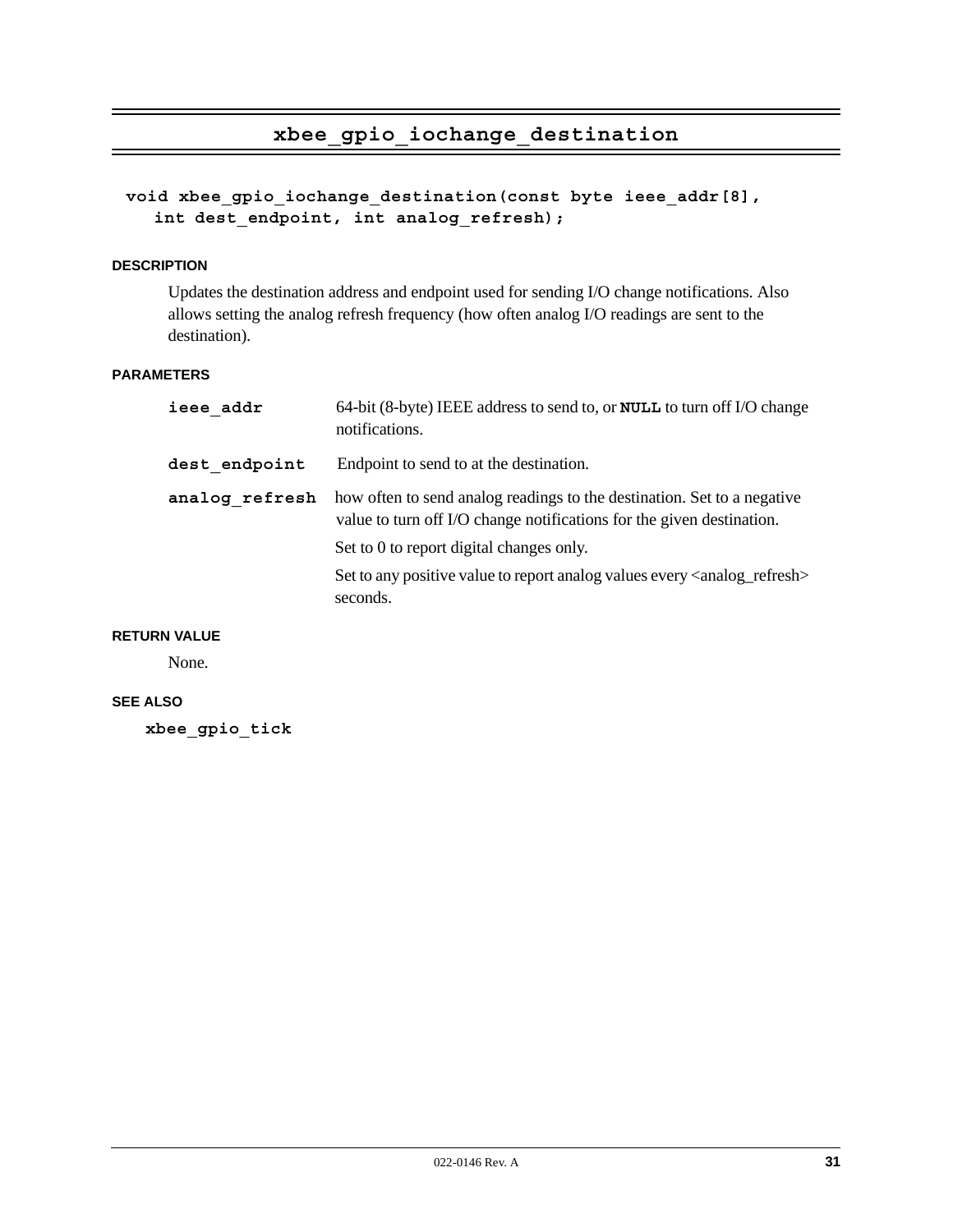## xbee_gpio_iochange_destination

```
void xbee_gpio_iochange_destination(const byte ieee_addr[8],
   int dest_endpoint, int analog_refresh);
```

#### DESCRIPTION

Updates the destination address and endpoint used for sending I/O change notifications. Also allows setting the analog refresh frequency (how often analog I/O readings are sent to the destination).

#### PARAMETERS

**ieee_addr** 64-bit (8-byte) IEEE address to send to, or **NULL** to turn off I/O change notifications.

**dest_endpoint** Endpoint to send to at the destination.

**analog_refresh** how often to send analog readings to the destination. Set to a negative value to turn off I/O change notifications for the given destination.

Set to 0 to report digital changes only.

Set to any positive value to report analog values every <analog_refresh> seconds.

#### RETURN VALUE

None.

#### SEE ALSO

**xbee_gpio_tick**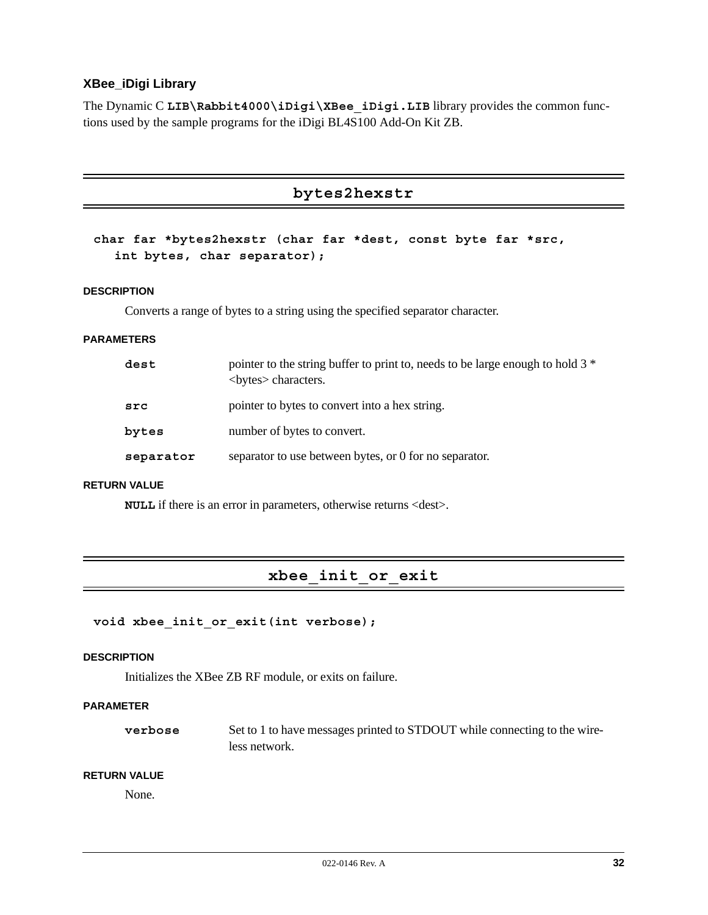### XBee_iDigi Library

The Dynamic C **LIB\Rabbit4000\iDigi\XBee_iDigi.LIB** library provides the common functions used by the sample programs for the iDigi BL4S100 Add-On Kit ZB.

---

## bytes2hexstr

```
char far *bytes2hexstr (char far *dest, const byte far *src,
   int bytes, char separator);
```

#### DESCRIPTION

Converts a range of bytes to a string using the specified separator character.

#### PARAMETERS

| | |
|---|---|
| **dest** | pointer to the string buffer to print to, needs to be large enough to hold 3 * <bytes> characters. |
| **src** | pointer to bytes to convert into a hex string. |
| **bytes** | number of bytes to convert. |
| **separator** | separator to use between bytes, or 0 for no separator. |

#### RETURN VALUE

**NULL** if there is an error in parameters, otherwise returns <dest>.

---

## xbee_init_or_exit

```
void xbee_init_or_exit(int verbose);
```

#### DESCRIPTION

Initializes the XBee ZB RF module, or exits on failure.

#### PARAMETER

| | |
|---|---|
| **verbose** | Set to 1 to have messages printed to STDOUT while connecting to the wireless network. |

#### RETURN VALUE

None.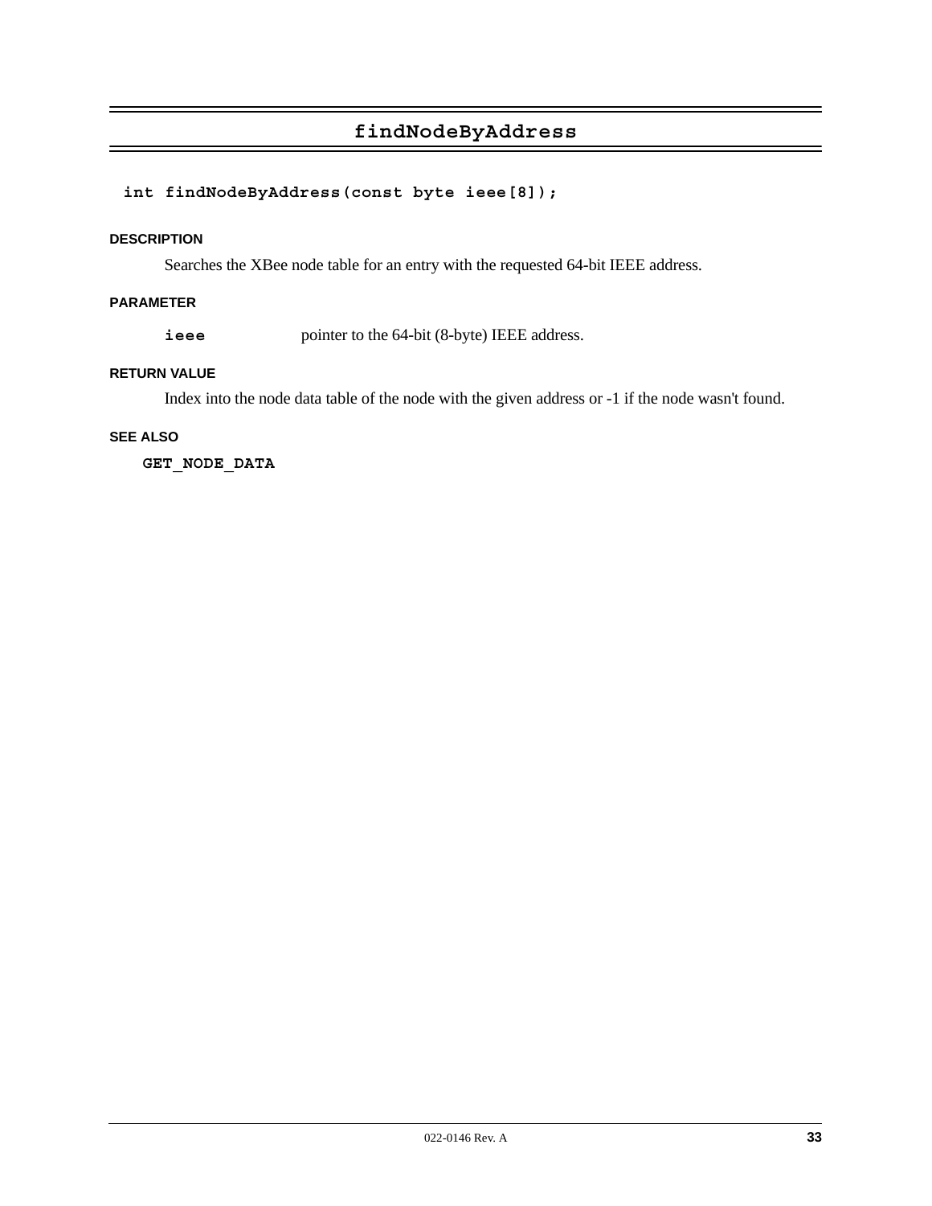## findNodeByAddress

```
int findNodeByAddress(const byte ieee[8]);
```

#### DESCRIPTION

Searches the XBee node table for an entry with the requested 64-bit IEEE address.

#### PARAMETER

**ieee** pointer to the 64-bit (8-byte) IEEE address.

#### RETURN VALUE

Index into the node data table of the node with the given address or -1 if the node wasn't found.

#### SEE ALSO

**GET_NODE_DATA**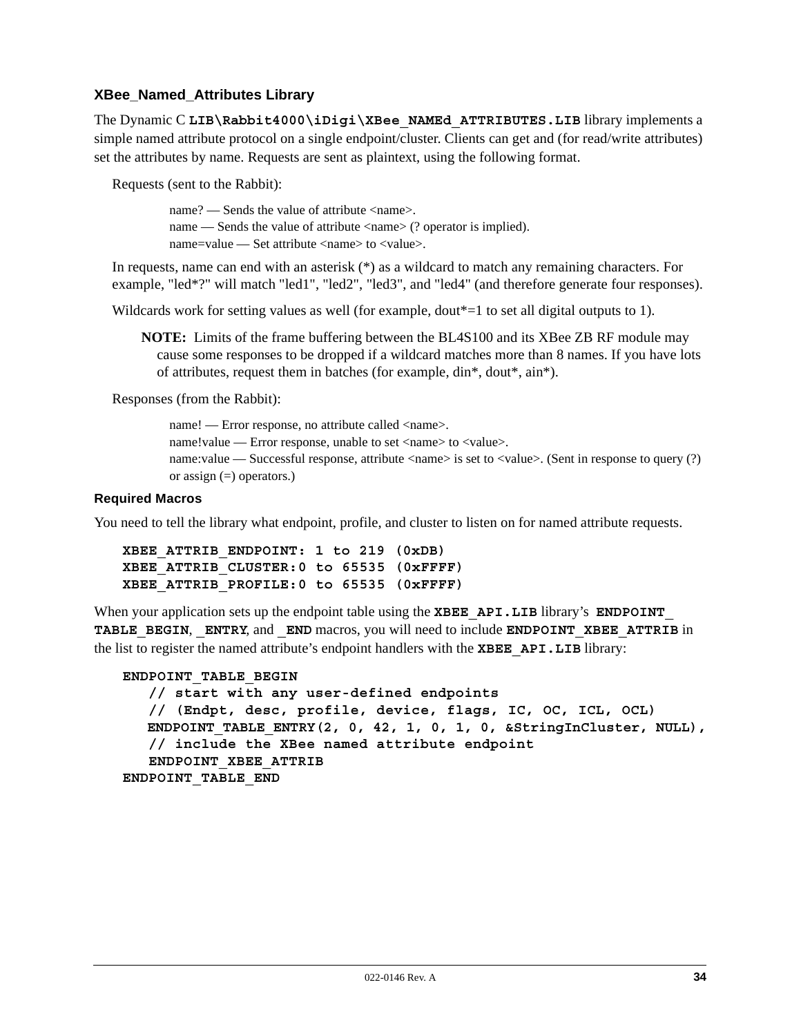### XBee_Named_Attributes Library

The Dynamic C **LIB\Rabbit4000\iDigi\XBee_NAMEd_ATTRIBUTES.LIB** library implements a simple named attribute protocol on a single endpoint/cluster. Clients can get and (for read/write attributes) set the attributes by name. Requests are sent as plaintext, using the following format.

Requests (sent to the Rabbit):

> name? — Sends the value of attribute <name>.
> name — Sends the value of attribute <name> (? operator is implied).
> name=value — Set attribute <name> to <value>.

In requests, name can end with an asterisk (*) as a wildcard to match any remaining characters. For example, "led*?" will match "led1", "led2", "led3", and "led4" (and therefore generate four responses).

Wildcards work for setting values as well (for example, dout*=1 to set all digital outputs to 1).

> **NOTE:** Limits of the frame buffering between the BL4S100 and its XBee ZB RF module may cause some responses to be dropped if a wildcard matches more than 8 names. If you have lots of attributes, request them in batches (for example, din*, dout*, ain*).

Responses (from the Rabbit):

> name! — Error response, no attribute called <name>.
> name!value — Error response, unable to set <name> to <value>.
> name:value — Successful response, attribute <name> is set to <value>. (Sent in response to query (?) or assign (=) operators.)

#### Required Macros

You need to tell the library what endpoint, profile, and cluster to listen on for named attribute requests.

```
XBEE_ATTRIB_ENDPOINT: 1 to 219 (0xDB)
XBEE_ATTRIB_CLUSTER:0 to 65535 (0xFFFF)
XBEE_ATTRIB_PROFILE:0 to 65535 (0xFFFF)
```

When your application sets up the endpoint table using the **XBEE_API.LIB** library's **ENDPOINT_TABLE_BEGIN**, **_ENTRY**, and **_END** macros, you will need to include **ENDPOINT_XBEE_ATTRIB** in the list to register the named attribute's endpoint handlers with the **XBEE_API.LIB** library:

```
ENDPOINT_TABLE_BEGIN
   // start with any user-defined endpoints
   // (Endpt, desc, profile, device, flags, IC, OC, ICL, OCL)
   ENDPOINT_TABLE_ENTRY(2, 0, 42, 1, 0, 1, 0, &StringInCluster, NULL),
   // include the XBee named attribute endpoint
   ENDPOINT_XBEE_ATTRIB
ENDPOINT_TABLE_END
```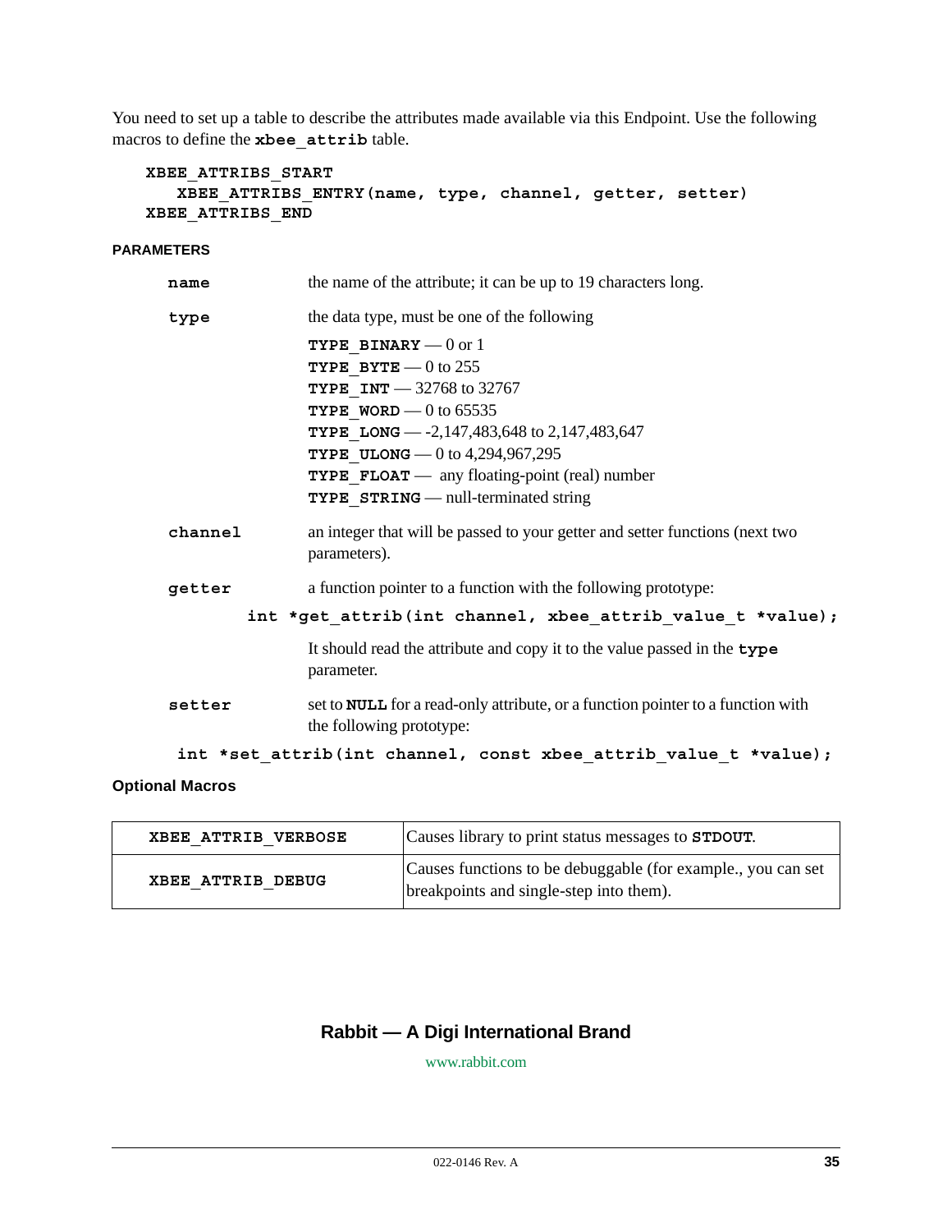You need to set up a table to describe the attributes made available via this Endpoint. Use the following macros to define the **xbee_attrib** table.

```
XBEE_ATTRIBS_START
   XBEE_ATTRIBS_ENTRY(name, type, channel, getter, setter)
XBEE_ATTRIBS_END
```

#### PARAMETERS

**name** — the name of the attribute; it can be up to 19 characters long.

**type** — the data type, must be one of the following

- **TYPE_BINARY** — 0 or 1
- **TYPE_BYTE** — 0 to 255
- **TYPE_INT** — 32768 to 32767
- **TYPE_WORD** — 0 to 65535
- **TYPE_LONG** — -2,147,483,648 to 2,147,483,647
- **TYPE_ULONG** — 0 to 4,294,967,295
- **TYPE_FLOAT** — any floating-point (real) number
- **TYPE_STRING** — null-terminated string

**channel** — an integer that will be passed to your getter and setter functions (next two parameters).

**getter** — a function pointer to a function with the following prototype:

```
int *get_attrib(int channel, xbee_attrib_value_t *value);
```

It should read the attribute and copy it to the value passed in the **type** parameter.

**setter** — set to **NULL** for a read-only attribute, or a function pointer to a function with the following prototype:

```
int *set_attrib(int channel, const xbee_attrib_value_t *value);
```

#### Optional Macros

| | |
|---|---|
| **XBEE_ATTRIB_VERBOSE** | Causes library to print status messages to **STDOUT**. |
| **XBEE_ATTRIB_DEBUG** | Causes functions to be debuggable (for example., you can set breakpoints and single-step into them). |

**Rabbit — A Digi International Brand**

www.rabbit.com

022-0146 Rev. A